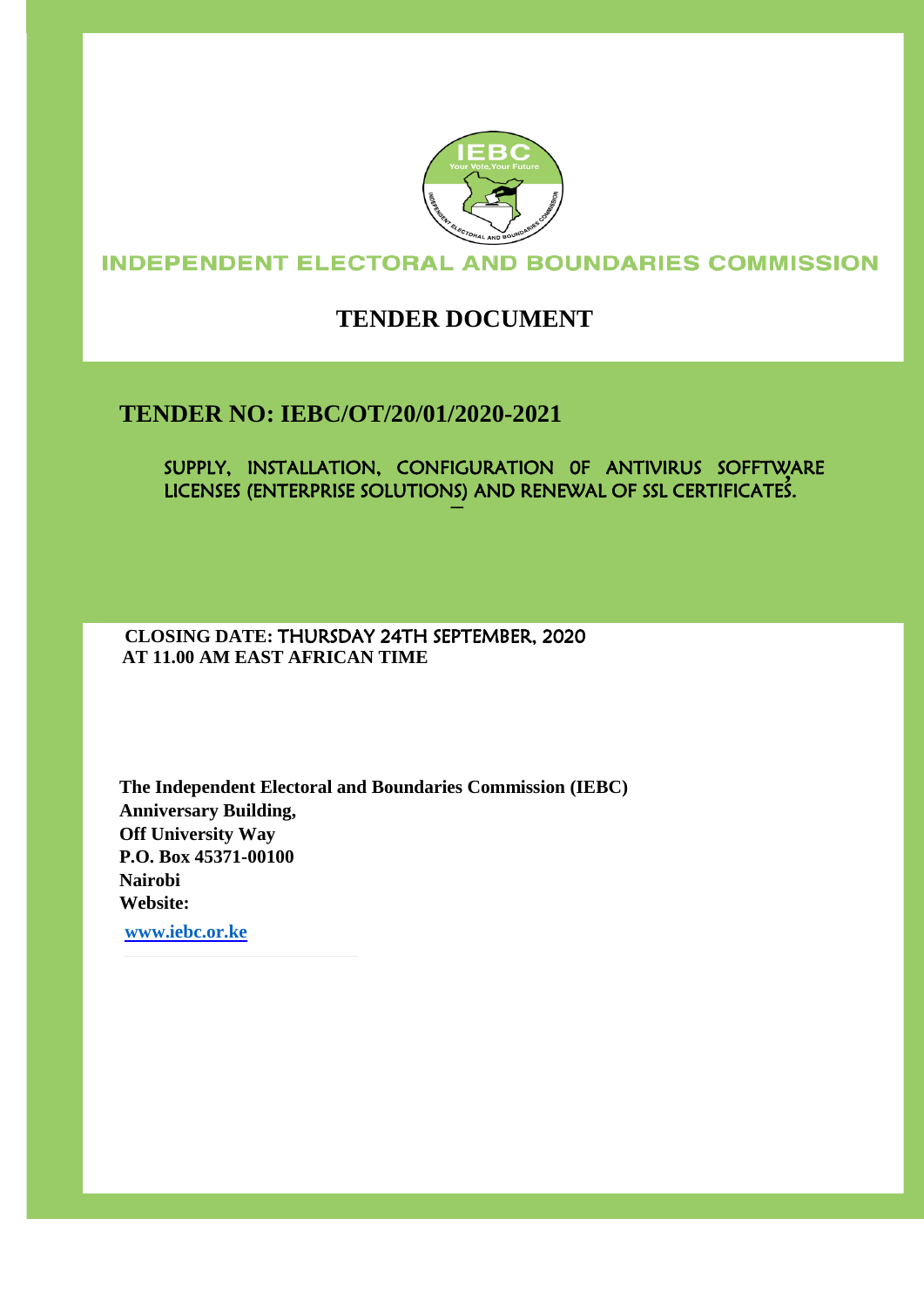# INDEPENDENT ELECTORAL AND BOUNDARIES COMMISSION

## TENDER DOCUMENT

## TENDER NO: IEBC/OT/20/01/2020-2021

SUPPLY, INSTALLATION, CONFIGURATION 0F ANTIVIRUS SOFFTWARE LICENSES (ENTERPRISE SOLUTIONS) AND RENEWAL OF SSL CERTIFICATES.

**CLOSING DATE:** THURSDAY 24TH SEPTEMBER, 2020
**AT 11.00 AM EAST AFRICAN TIME**

**The Independent Electoral and Boundaries Commission (IEBC)**
**Anniversary Building,**
**Off University Way**
**P.O. Box 45371-00100**
**Nairobi**
**Website:**

**www.iebc.or.ke**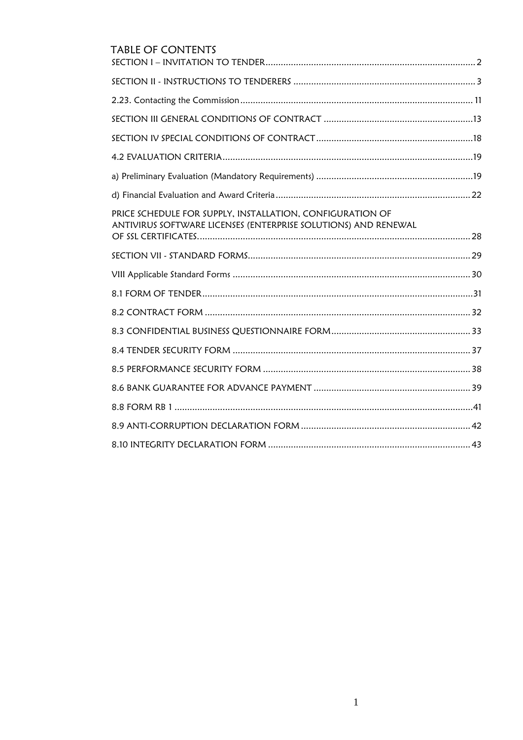# TABLE OF CONTENTS

SECTION I – INVITATION TO TENDER .................................................................................. 2

SECTION II - INSTRUCTIONS TO TENDERERS ....................................................................... 3

2.23. Contacting the Commission ........................................................................................... 11

SECTION III GENERAL CONDITIONS OF CONTRACT ..........................................................13

SECTION IV SPECIAL CONDITIONS OF CONTRACT .............................................................18

4.2 EVALUATION CRITERIA ...................................................................................................19

a) Preliminary Evaluation (Mandatory Requirements) .............................................................19

d) Financial Evaluation and Award Criteria ............................................................................ 22

PRICE SCHEDULE FOR SUPPLY, INSTALLATION, CONFIGURATION OF ANTIVIRUS SOFTWARE LICENSES (ENTERPRISE SOLUTIONS) AND RENEWAL OF SSL CERTIFICATES. ......................................................................................................... 28

SECTION VII - STANDARD FORMS ....................................................................................... 29

VIII Applicable Standard Forms ............................................................................................. 30

8.1 FORM OF TENDER ..........................................................................................................31

8.2 CONTRACT FORM ........................................................................................................ 32

8.3 CONFIDENTIAL BUSINESS QUESTIONNAIRE FORM ....................................................... 33

8.4 TENDER SECURITY FORM ............................................................................................. 37

8.5 PERFORMANCE SECURITY FORM ................................................................................. 38

8.6 BANK GUARANTEE FOR ADVANCE PAYMENT ............................................................. 39

8.8 FORM RB 1 .....................................................................................................................41

8.9 ANTI-CORRUPTION DECLARATION FORM ................................................................... 42

8.10 INTEGRITY DECLARATION FORM ............................................................................... 43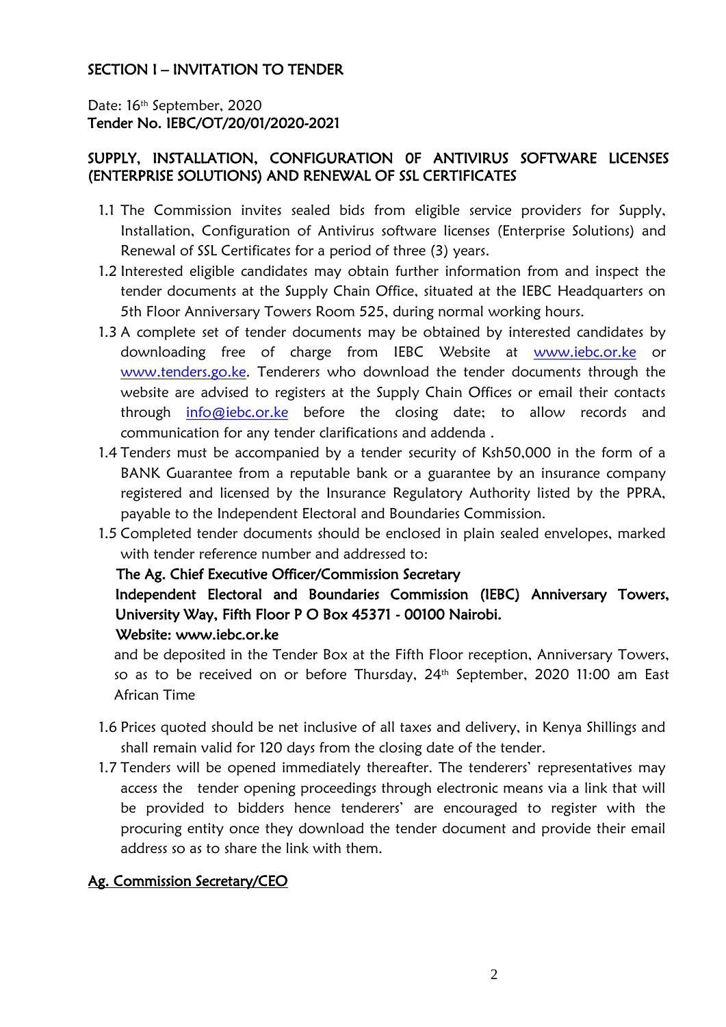## SECTION I – INVITATION TO TENDER

Date: 16th September, 2020
**Tender No. IEBC/OT/20/01/2020-2021**

### SUPPLY, INSTALLATION, CONFIGURATION 0F ANTIVIRUS SOFTWARE LICENSES (ENTERPRISE SOLUTIONS) AND RENEWAL OF SSL CERTIFICATES

1.1 The Commission invites sealed bids from eligible service providers for Supply, Installation, Configuration of Antivirus software licenses (Enterprise Solutions) and Renewal of SSL Certificates for a period of three (3) years.

1.2 Interested eligible candidates may obtain further information from and inspect the tender documents at the Supply Chain Office, situated at the IEBC Headquarters on 5th Floor Anniversary Towers Room 525, during normal working hours.

1.3 A complete set of tender documents may be obtained by interested candidates by downloading free of charge from IEBC Website at www.iebc.or.ke or www.tenders.go.ke. Tenderers who download the tender documents through the website are advised to registers at the Supply Chain Offices or email their contacts through info@iebc.or.ke before the closing date; to allow records and communication for any tender clarifications and addenda .

1.4 Tenders must be accompanied by a tender security of Ksh50,000 in the form of a BANK Guarantee from a reputable bank or a guarantee by an insurance company registered and licensed by the Insurance Regulatory Authority listed by the PPRA, payable to the Independent Electoral and Boundaries Commission.

1.5 Completed tender documents should be enclosed in plain sealed envelopes, marked with tender reference number and addressed to:

**The Ag. Chief Executive Officer/Commission Secretary**
**Independent Electoral and Boundaries Commission (IEBC) Anniversary Towers, University Way, Fifth Floor P O Box 45371 - 00100 Nairobi.**
**Website: www.iebc.or.ke**

and be deposited in the Tender Box at the Fifth Floor reception, Anniversary Towers, so as to be received on or before Thursday, 24th September, 2020 11:00 am East African Time

1.6 Prices quoted should be net inclusive of all taxes and delivery, in Kenya Shillings and shall remain valid for 120 days from the closing date of the tender.

1.7 Tenders will be opened immediately thereafter. The tenderers' representatives may access the tender opening proceedings through electronic means via a link that will be provided to bidders hence tenderers' are encouraged to register with the procuring entity once they download the tender document and provide their email address so as to share the link with them.

**Ag. Commission Secretary/CEO**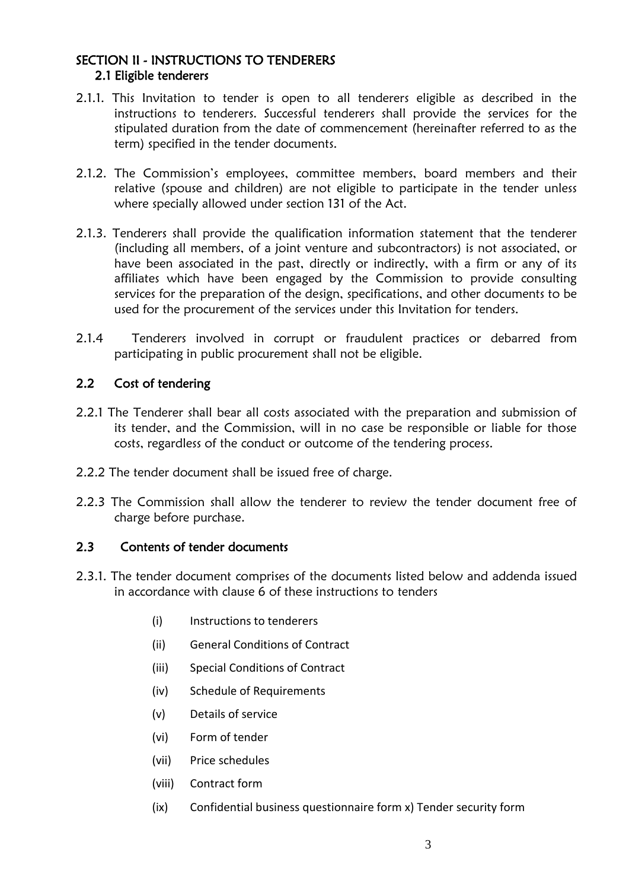## SECTION II - INSTRUCTIONS TO TENDERERS

### 2.1 Eligible tenderers

2.1.1. This Invitation to tender is open to all tenderers eligible as described in the instructions to tenderers. Successful tenderers shall provide the services for the stipulated duration from the date of commencement (hereinafter referred to as the term) specified in the tender documents.

2.1.2. The Commission's employees, committee members, board members and their relative (spouse and children) are not eligible to participate in the tender unless where specially allowed under section 131 of the Act.

2.1.3. Tenderers shall provide the qualification information statement that the tenderer (including all members, of a joint venture and subcontractors) is not associated, or have been associated in the past, directly or indirectly, with a firm or any of its affiliates which have been engaged by the Commission to provide consulting services for the preparation of the design, specifications, and other documents to be used for the procurement of the services under this Invitation for tenders.

2.1.4 Tenderers involved in corrupt or fraudulent practices or debarred from participating in public procurement shall not be eligible.

### 2.2 Cost of tendering

2.2.1 The Tenderer shall bear all costs associated with the preparation and submission of its tender, and the Commission, will in no case be responsible or liable for those costs, regardless of the conduct or outcome of the tendering process.

2.2.2 The tender document shall be issued free of charge.

2.2.3 The Commission shall allow the tenderer to review the tender document free of charge before purchase.

### 2.3 Contents of tender documents

2.3.1. The tender document comprises of the documents listed below and addenda issued in accordance with clause 6 of these instructions to tenders

- (i) Instructions to tenderers
- (ii) General Conditions of Contract
- (iii) Special Conditions of Contract
- (iv) Schedule of Requirements
- (v) Details of service
- (vi) Form of tender
- (vii) Price schedules
- (viii) Contract form
- (ix) Confidential business questionnaire form x) Tender security form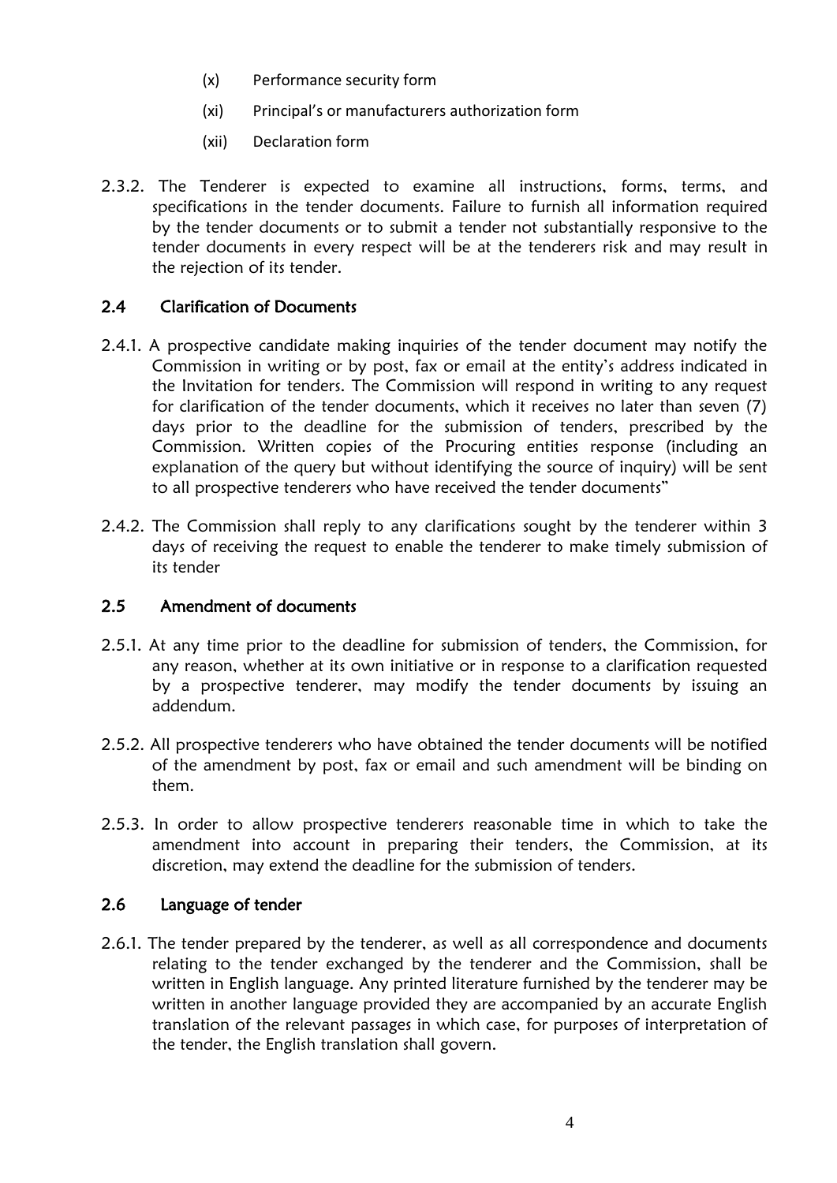(x) Performance security form

(xi) Principal's or manufacturers authorization form

(xii) Declaration form

2.3.2. The Tenderer is expected to examine all instructions, forms, terms, and specifications in the tender documents. Failure to furnish all information required by the tender documents or to submit a tender not substantially responsive to the tender documents in every respect will be at the tenderers risk and may result in the rejection of its tender.

## 2.4 Clarification of Documents

2.4.1. A prospective candidate making inquiries of the tender document may notify the Commission in writing or by post, fax or email at the entity's address indicated in the Invitation for tenders. The Commission will respond in writing to any request for clarification of the tender documents, which it receives no later than seven (7) days prior to the deadline for the submission of tenders, prescribed by the Commission. Written copies of the Procuring entities response (including an explanation of the query but without identifying the source of inquiry) will be sent to all prospective tenderers who have received the tender documents"

2.4.2. The Commission shall reply to any clarifications sought by the tenderer within 3 days of receiving the request to enable the tenderer to make timely submission of its tender

## 2.5 Amendment of documents

2.5.1. At any time prior to the deadline for submission of tenders, the Commission, for any reason, whether at its own initiative or in response to a clarification requested by a prospective tenderer, may modify the tender documents by issuing an addendum.

2.5.2. All prospective tenderers who have obtained the tender documents will be notified of the amendment by post, fax or email and such amendment will be binding on them.

2.5.3. In order to allow prospective tenderers reasonable time in which to take the amendment into account in preparing their tenders, the Commission, at its discretion, may extend the deadline for the submission of tenders.

## 2.6 Language of tender

2.6.1. The tender prepared by the tenderer, as well as all correspondence and documents relating to the tender exchanged by the tenderer and the Commission, shall be written in English language. Any printed literature furnished by the tenderer may be written in another language provided they are accompanied by an accurate English translation of the relevant passages in which case, for purposes of interpretation of the tender, the English translation shall govern.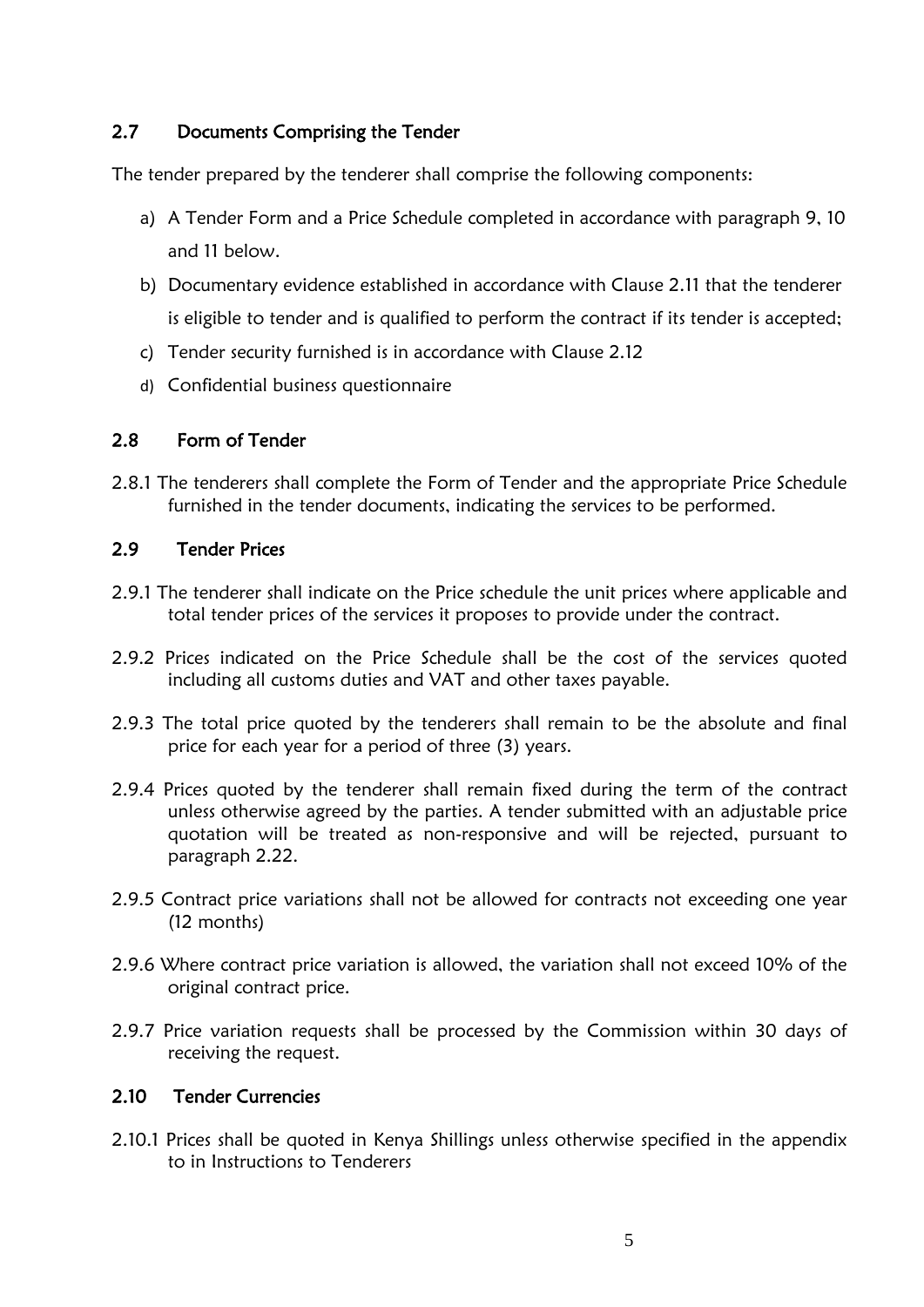## 2.7 Documents Comprising the Tender

The tender prepared by the tenderer shall comprise the following components:

a) A Tender Form and a Price Schedule completed in accordance with paragraph 9, 10 and 11 below.

b) Documentary evidence established in accordance with Clause 2.11 that the tenderer is eligible to tender and is qualified to perform the contract if its tender is accepted;

c) Tender security furnished is in accordance with Clause 2.12

d) Confidential business questionnaire

## 2.8 Form of Tender

2.8.1 The tenderers shall complete the Form of Tender and the appropriate Price Schedule furnished in the tender documents, indicating the services to be performed.

## 2.9 Tender Prices

2.9.1 The tenderer shall indicate on the Price schedule the unit prices where applicable and total tender prices of the services it proposes to provide under the contract.

2.9.2 Prices indicated on the Price Schedule shall be the cost of the services quoted including all customs duties and VAT and other taxes payable.

2.9.3 The total price quoted by the tenderers shall remain to be the absolute and final price for each year for a period of three (3) years.

2.9.4 Prices quoted by the tenderer shall remain fixed during the term of the contract unless otherwise agreed by the parties. A tender submitted with an adjustable price quotation will be treated as non-responsive and will be rejected, pursuant to paragraph 2.22.

2.9.5 Contract price variations shall not be allowed for contracts not exceeding one year (12 months)

2.9.6 Where contract price variation is allowed, the variation shall not exceed 10% of the original contract price.

2.9.7 Price variation requests shall be processed by the Commission within 30 days of receiving the request.

## 2.10 Tender Currencies

2.10.1 Prices shall be quoted in Kenya Shillings unless otherwise specified in the appendix to in Instructions to Tenderers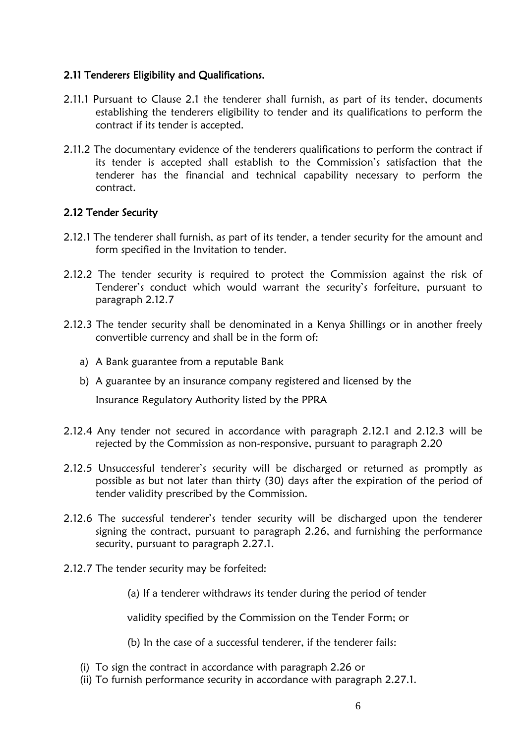### 2.11 Tenderers Eligibility and Qualifications.

2.11.1 Pursuant to Clause 2.1 the tenderer shall furnish, as part of its tender, documents establishing the tenderers eligibility to tender and its qualifications to perform the contract if its tender is accepted.

2.11.2 The documentary evidence of the tenderers qualifications to perform the contract if its tender is accepted shall establish to the Commission's satisfaction that the tenderer has the financial and technical capability necessary to perform the contract.

### 2.12 Tender Security

2.12.1 The tenderer shall furnish, as part of its tender, a tender security for the amount and form specified in the Invitation to tender.

2.12.2 The tender security is required to protect the Commission against the risk of Tenderer's conduct which would warrant the security's forfeiture, pursuant to paragraph 2.12.7

2.12.3 The tender security shall be denominated in a Kenya Shillings or in another freely convertible currency and shall be in the form of:

a) A Bank guarantee from a reputable Bank

b) A guarantee by an insurance company registered and licensed by the Insurance Regulatory Authority listed by the PPRA

2.12.4 Any tender not secured in accordance with paragraph 2.12.1 and 2.12.3 will be rejected by the Commission as non-responsive, pursuant to paragraph 2.20

2.12.5 Unsuccessful tenderer's security will be discharged or returned as promptly as possible as but not later than thirty (30) days after the expiration of the period of tender validity prescribed by the Commission.

2.12.6 The successful tenderer's tender security will be discharged upon the tenderer signing the contract, pursuant to paragraph 2.26, and furnishing the performance security, pursuant to paragraph 2.27.1.

2.12.7 The tender security may be forfeited:

(a) If a tenderer withdraws its tender during the period of tender validity specified by the Commission on the Tender Form; or

(b) In the case of a successful tenderer, if the tenderer fails:

(i) To sign the contract in accordance with paragraph 2.26 or
(ii) To furnish performance security in accordance with paragraph 2.27.1.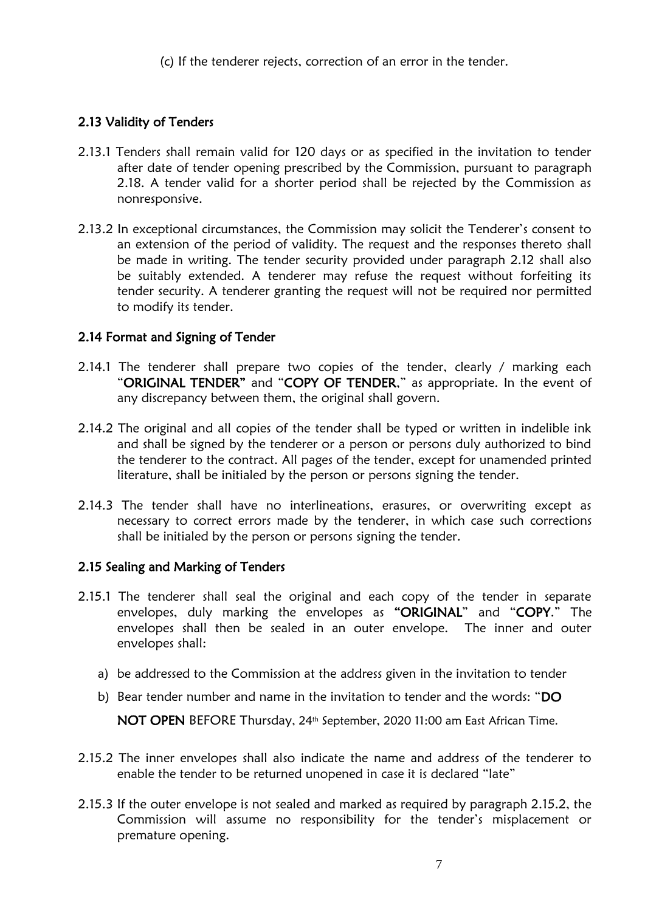(c) If the tenderer rejects, correction of an error in the tender.

## 2.13 Validity of Tenders

2.13.1 Tenders shall remain valid for 120 days or as specified in the invitation to tender after date of tender opening prescribed by the Commission, pursuant to paragraph 2.18. A tender valid for a shorter period shall be rejected by the Commission as nonresponsive.

2.13.2 In exceptional circumstances, the Commission may solicit the Tenderer's consent to an extension of the period of validity. The request and the responses thereto shall be made in writing. The tender security provided under paragraph 2.12 shall also be suitably extended. A tenderer may refuse the request without forfeiting its tender security. A tenderer granting the request will not be required nor permitted to modify its tender.

## 2.14 Format and Signing of Tender

2.14.1 The tenderer shall prepare two copies of the tender, clearly / marking each "**ORIGINAL TENDER**" and "**COPY OF TENDER**," as appropriate. In the event of any discrepancy between them, the original shall govern.

2.14.2 The original and all copies of the tender shall be typed or written in indelible ink and shall be signed by the tenderer or a person or persons duly authorized to bind the tenderer to the contract. All pages of the tender, except for unamended printed literature, shall be initialed by the person or persons signing the tender.

2.14.3 The tender shall have no interlineations, erasures, or overwriting except as necessary to correct errors made by the tenderer, in which case such corrections shall be initialed by the person or persons signing the tender.

## 2.15 Sealing and Marking of Tenders

2.15.1 The tenderer shall seal the original and each copy of the tender in separate envelopes, duly marking the envelopes as "**ORIGINAL**" and "**COPY**." The envelopes shall then be sealed in an outer envelope. The inner and outer envelopes shall:

a) be addressed to the Commission at the address given in the invitation to tender

b) Bear tender number and name in the invitation to tender and the words: "**DO NOT OPEN** BEFORE Thursday, 24th September, 2020 11:00 am East African Time.

2.15.2 The inner envelopes shall also indicate the name and address of the tenderer to enable the tender to be returned unopened in case it is declared "late"

2.15.3 If the outer envelope is not sealed and marked as required by paragraph 2.15.2, the Commission will assume no responsibility for the tender's misplacement or premature opening.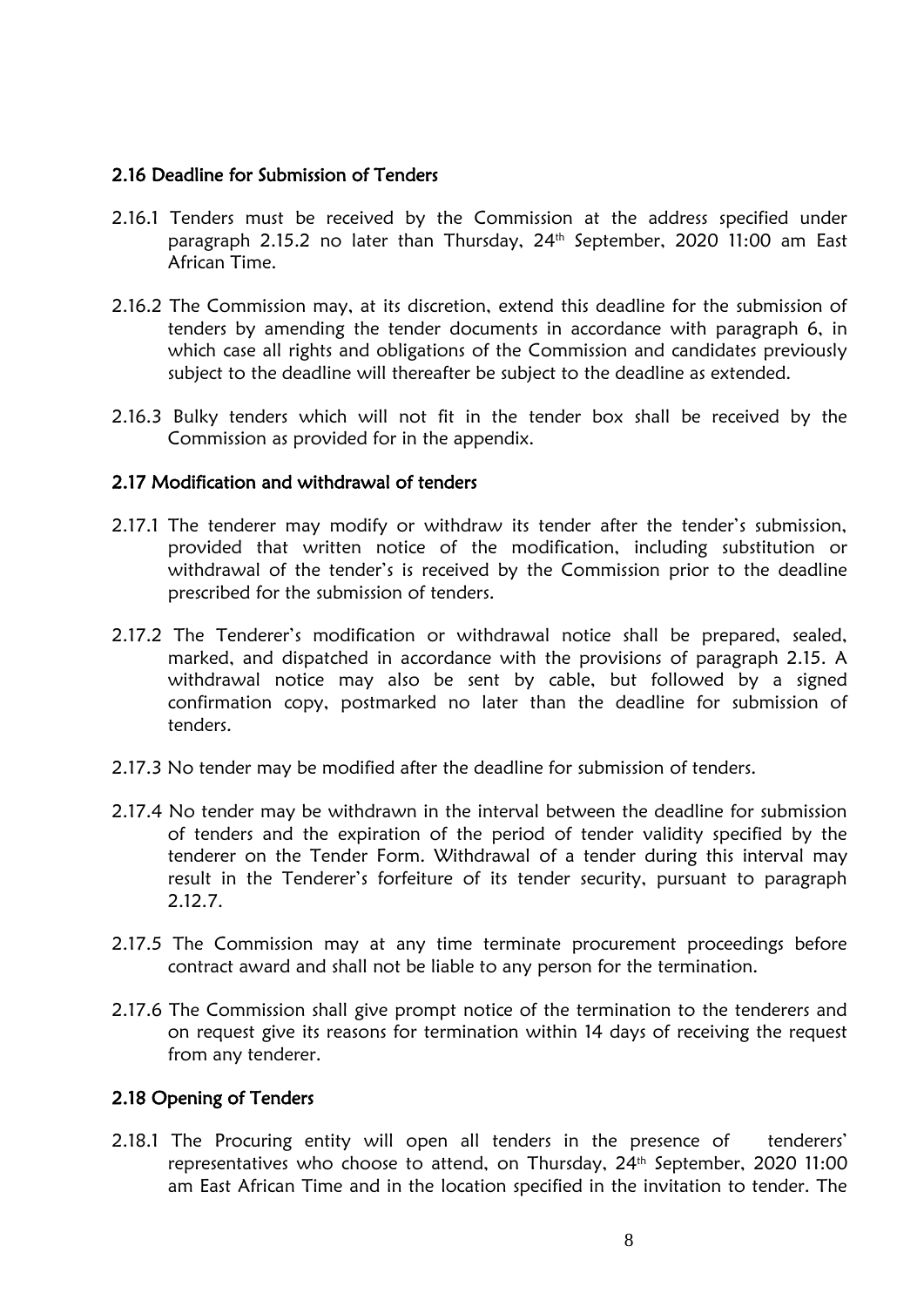## 2.16 Deadline for Submission of Tenders

2.16.1 Tenders must be received by the Commission at the address specified under paragraph 2.15.2 no later than Thursday, 24th September, 2020 11:00 am East African Time.

2.16.2 The Commission may, at its discretion, extend this deadline for the submission of tenders by amending the tender documents in accordance with paragraph 6, in which case all rights and obligations of the Commission and candidates previously subject to the deadline will thereafter be subject to the deadline as extended.

2.16.3 Bulky tenders which will not fit in the tender box shall be received by the Commission as provided for in the appendix.

## 2.17 Modification and withdrawal of tenders

2.17.1 The tenderer may modify or withdraw its tender after the tender's submission, provided that written notice of the modification, including substitution or withdrawal of the tender's is received by the Commission prior to the deadline prescribed for the submission of tenders.

2.17.2 The Tenderer's modification or withdrawal notice shall be prepared, sealed, marked, and dispatched in accordance with the provisions of paragraph 2.15. A withdrawal notice may also be sent by cable, but followed by a signed confirmation copy, postmarked no later than the deadline for submission of tenders.

2.17.3 No tender may be modified after the deadline for submission of tenders.

2.17.4 No tender may be withdrawn in the interval between the deadline for submission of tenders and the expiration of the period of tender validity specified by the tenderer on the Tender Form. Withdrawal of a tender during this interval may result in the Tenderer's forfeiture of its tender security, pursuant to paragraph 2.12.7.

2.17.5 The Commission may at any time terminate procurement proceedings before contract award and shall not be liable to any person for the termination.

2.17.6 The Commission shall give prompt notice of the termination to the tenderers and on request give its reasons for termination within 14 days of receiving the request from any tenderer.

## 2.18 Opening of Tenders

2.18.1 The Procuring entity will open all tenders in the presence of tenderers' representatives who choose to attend, on Thursday, 24th September, 2020 11:00 am East African Time and in the location specified in the invitation to tender. The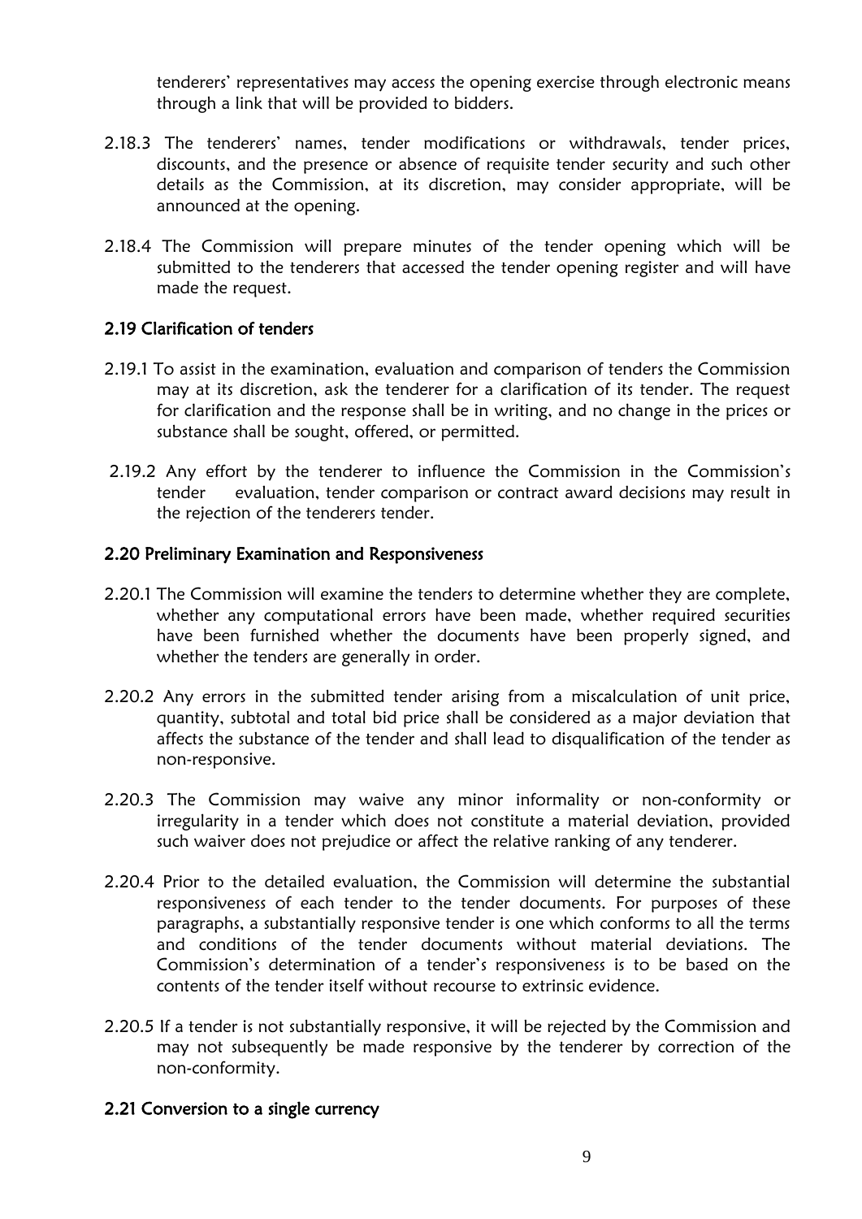tenderers' representatives may access the opening exercise through electronic means through a link that will be provided to bidders.

2.18.3 The tenderers' names, tender modifications or withdrawals, tender prices, discounts, and the presence or absence of requisite tender security and such other details as the Commission, at its discretion, may consider appropriate, will be announced at the opening.

2.18.4 The Commission will prepare minutes of the tender opening which will be submitted to the tenderers that accessed the tender opening register and will have made the request.

### 2.19 Clarification of tenders

2.19.1 To assist in the examination, evaluation and comparison of tenders the Commission may at its discretion, ask the tenderer for a clarification of its tender. The request for clarification and the response shall be in writing, and no change in the prices or substance shall be sought, offered, or permitted.

2.19.2 Any effort by the tenderer to influence the Commission in the Commission's tender evaluation, tender comparison or contract award decisions may result in the rejection of the tenderers tender.

### 2.20 Preliminary Examination and Responsiveness

2.20.1 The Commission will examine the tenders to determine whether they are complete, whether any computational errors have been made, whether required securities have been furnished whether the documents have been properly signed, and whether the tenders are generally in order.

2.20.2 Any errors in the submitted tender arising from a miscalculation of unit price, quantity, subtotal and total bid price shall be considered as a major deviation that affects the substance of the tender and shall lead to disqualification of the tender as non-responsive.

2.20.3 The Commission may waive any minor informality or non-conformity or irregularity in a tender which does not constitute a material deviation, provided such waiver does not prejudice or affect the relative ranking of any tenderer.

2.20.4 Prior to the detailed evaluation, the Commission will determine the substantial responsiveness of each tender to the tender documents. For purposes of these paragraphs, a substantially responsive tender is one which conforms to all the terms and conditions of the tender documents without material deviations. The Commission's determination of a tender's responsiveness is to be based on the contents of the tender itself without recourse to extrinsic evidence.

2.20.5 If a tender is not substantially responsive, it will be rejected by the Commission and may not subsequently be made responsive by the tenderer by correction of the non-conformity.

### 2.21 Conversion to a single currency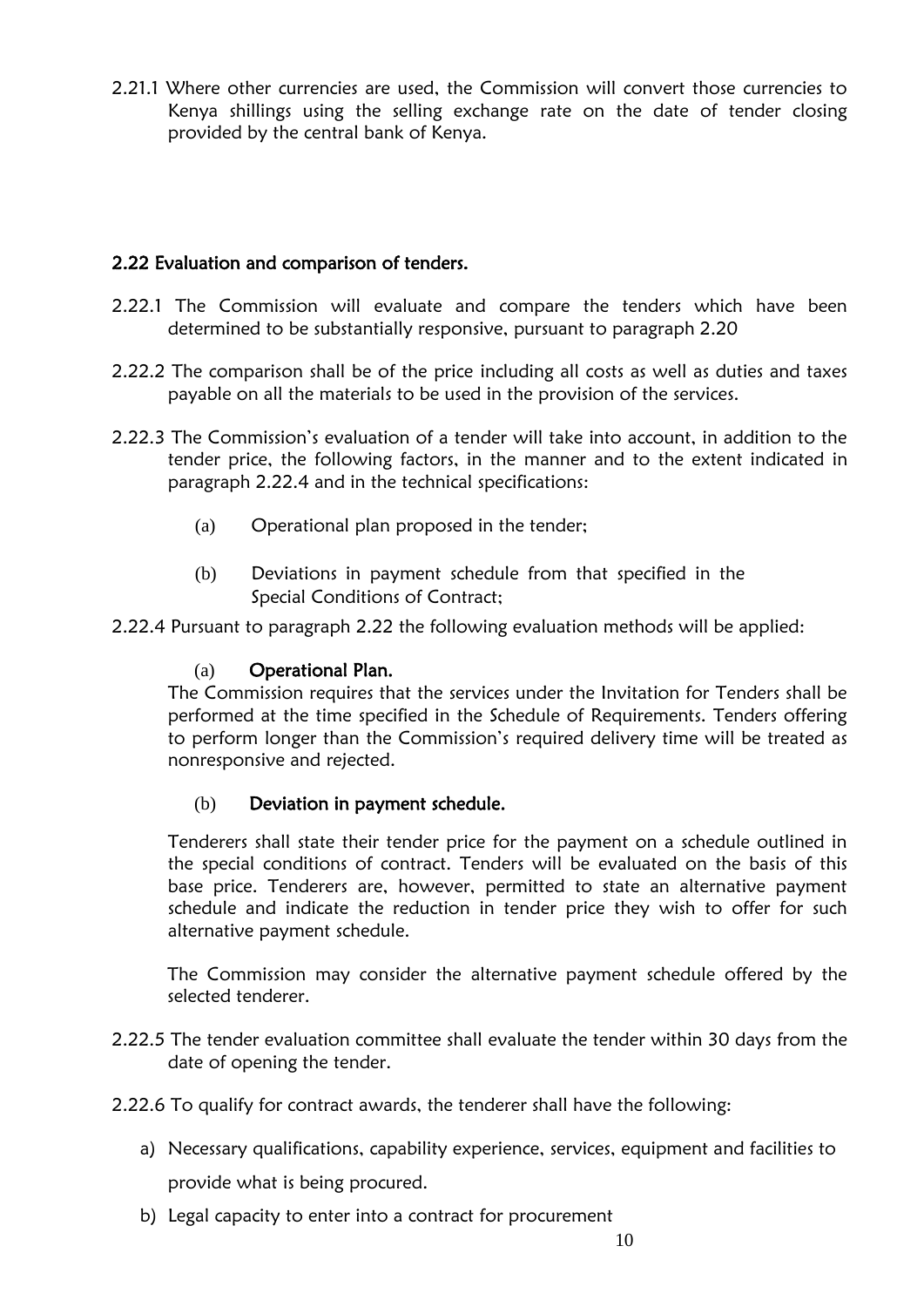2.21.1 Where other currencies are used, the Commission will convert those currencies to Kenya shillings using the selling exchange rate on the date of tender closing provided by the central bank of Kenya.

## 2.22 Evaluation and comparison of tenders.

2.22.1 The Commission will evaluate and compare the tenders which have been determined to be substantially responsive, pursuant to paragraph 2.20

2.22.2 The comparison shall be of the price including all costs as well as duties and taxes payable on all the materials to be used in the provision of the services.

2.22.3 The Commission's evaluation of a tender will take into account, in addition to the tender price, the following factors, in the manner and to the extent indicated in paragraph 2.22.4 and in the technical specifications:

(a) Operational plan proposed in the tender;

(b) Deviations in payment schedule from that specified in the Special Conditions of Contract;

2.22.4 Pursuant to paragraph 2.22 the following evaluation methods will be applied:

(a) **Operational Plan.**

The Commission requires that the services under the Invitation for Tenders shall be performed at the time specified in the Schedule of Requirements. Tenders offering to perform longer than the Commission's required delivery time will be treated as nonresponsive and rejected.

(b) **Deviation in payment schedule.**

Tenderers shall state their tender price for the payment on a schedule outlined in the special conditions of contract. Tenders will be evaluated on the basis of this base price. Tenderers are, however, permitted to state an alternative payment schedule and indicate the reduction in tender price they wish to offer for such alternative payment schedule.

The Commission may consider the alternative payment schedule offered by the selected tenderer.

2.22.5 The tender evaluation committee shall evaluate the tender within 30 days from the date of opening the tender.

2.22.6 To qualify for contract awards, the tenderer shall have the following:

a) Necessary qualifications, capability experience, services, equipment and facilities to provide what is being procured.

b) Legal capacity to enter into a contract for procurement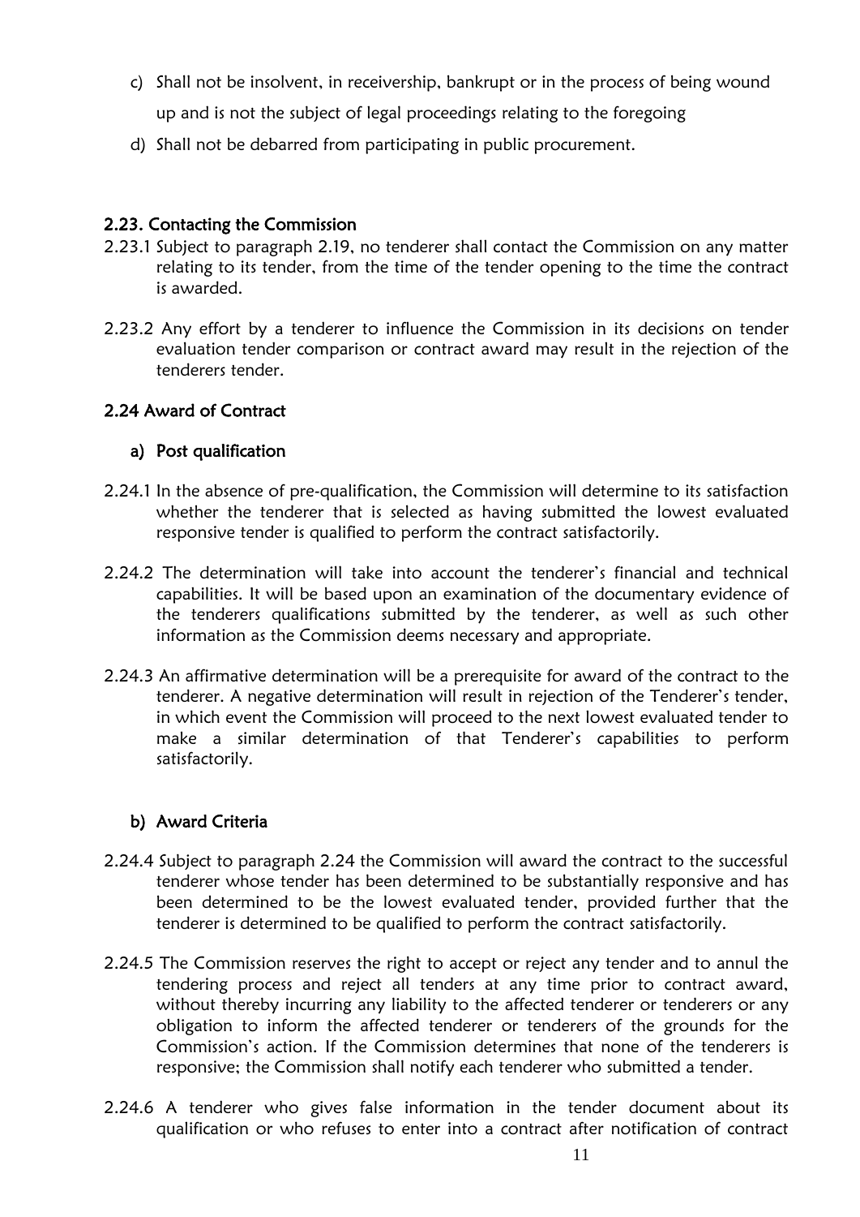c) Shall not be insolvent, in receivership, bankrupt or in the process of being wound up and is not the subject of legal proceedings relating to the foregoing

d) Shall not be debarred from participating in public procurement.

### 2.23. Contacting the Commission

2.23.1 Subject to paragraph 2.19, no tenderer shall contact the Commission on any matter relating to its tender, from the time of the tender opening to the time the contract is awarded.

2.23.2 Any effort by a tenderer to influence the Commission in its decisions on tender evaluation tender comparison or contract award may result in the rejection of the tenderers tender.

### 2.24 Award of Contract

#### a) Post qualification

2.24.1 In the absence of pre-qualification, the Commission will determine to its satisfaction whether the tenderer that is selected as having submitted the lowest evaluated responsive tender is qualified to perform the contract satisfactorily.

2.24.2 The determination will take into account the tenderer's financial and technical capabilities. It will be based upon an examination of the documentary evidence of the tenderers qualifications submitted by the tenderer, as well as such other information as the Commission deems necessary and appropriate.

2.24.3 An affirmative determination will be a prerequisite for award of the contract to the tenderer. A negative determination will result in rejection of the Tenderer's tender, in which event the Commission will proceed to the next lowest evaluated tender to make a similar determination of that Tenderer's capabilities to perform satisfactorily.

#### b) Award Criteria

2.24.4 Subject to paragraph 2.24 the Commission will award the contract to the successful tenderer whose tender has been determined to be substantially responsive and has been determined to be the lowest evaluated tender, provided further that the tenderer is determined to be qualified to perform the contract satisfactorily.

2.24.5 The Commission reserves the right to accept or reject any tender and to annul the tendering process and reject all tenders at any time prior to contract award, without thereby incurring any liability to the affected tenderer or tenderers or any obligation to inform the affected tenderer or tenderers of the grounds for the Commission's action. If the Commission determines that none of the tenderers is responsive; the Commission shall notify each tenderer who submitted a tender.

2.24.6 A tenderer who gives false information in the tender document about its qualification or who refuses to enter into a contract after notification of contract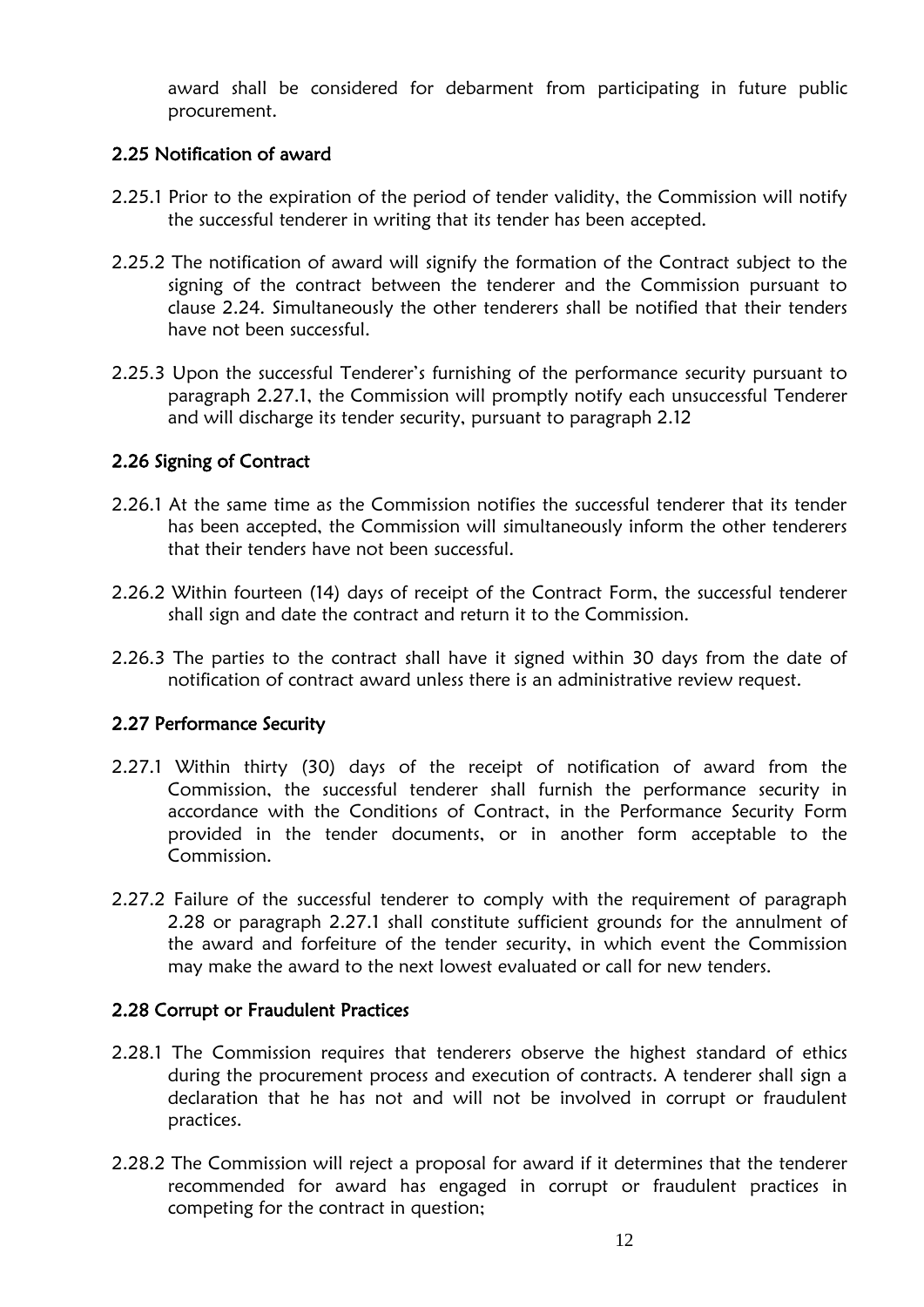award shall be considered for debarment from participating in future public procurement.

### 2.25 Notification of award

2.25.1 Prior to the expiration of the period of tender validity, the Commission will notify the successful tenderer in writing that its tender has been accepted.

2.25.2 The notification of award will signify the formation of the Contract subject to the signing of the contract between the tenderer and the Commission pursuant to clause 2.24. Simultaneously the other tenderers shall be notified that their tenders have not been successful.

2.25.3 Upon the successful Tenderer's furnishing of the performance security pursuant to paragraph 2.27.1, the Commission will promptly notify each unsuccessful Tenderer and will discharge its tender security, pursuant to paragraph 2.12

### 2.26 Signing of Contract

2.26.1 At the same time as the Commission notifies the successful tenderer that its tender has been accepted, the Commission will simultaneously inform the other tenderers that their tenders have not been successful.

2.26.2 Within fourteen (14) days of receipt of the Contract Form, the successful tenderer shall sign and date the contract and return it to the Commission.

2.26.3 The parties to the contract shall have it signed within 30 days from the date of notification of contract award unless there is an administrative review request.

### 2.27 Performance Security

2.27.1 Within thirty (30) days of the receipt of notification of award from the Commission, the successful tenderer shall furnish the performance security in accordance with the Conditions of Contract, in the Performance Security Form provided in the tender documents, or in another form acceptable to the Commission.

2.27.2 Failure of the successful tenderer to comply with the requirement of paragraph 2.28 or paragraph 2.27.1 shall constitute sufficient grounds for the annulment of the award and forfeiture of the tender security, in which event the Commission may make the award to the next lowest evaluated or call for new tenders.

### 2.28 Corrupt or Fraudulent Practices

2.28.1 The Commission requires that tenderers observe the highest standard of ethics during the procurement process and execution of contracts. A tenderer shall sign a declaration that he has not and will not be involved in corrupt or fraudulent practices.

2.28.2 The Commission will reject a proposal for award if it determines that the tenderer recommended for award has engaged in corrupt or fraudulent practices in competing for the contract in question;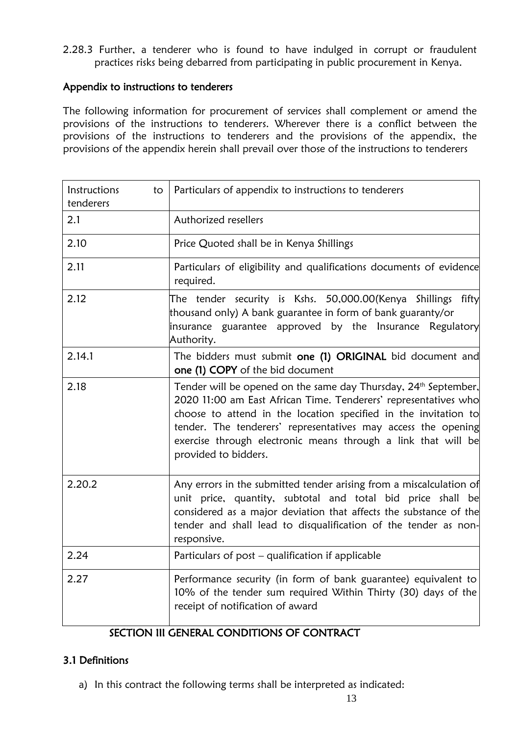2.28.3 Further, a tenderer who is found to have indulged in corrupt or fraudulent practices risks being debarred from participating in public procurement in Kenya.

**Appendix to instructions to tenderers**

The following information for procurement of services shall complement or amend the provisions of the instructions to tenderers. Wherever there is a conflict between the provisions of the instructions to tenderers and the provisions of the appendix, the provisions of the appendix herein shall prevail over those of the instructions to tenderers

| Instructions to tenderers | Particulars of appendix to instructions to tenderers |
|---|---|
| 2.1 | Authorized resellers |
| 2.10 | Price Quoted shall be in Kenya Shillings |
| 2.11 | Particulars of eligibility and qualifications documents of evidence required. |
| 2.12 | The tender security is Kshs. 50,000.00(Kenya Shillings fifty thousand only) A bank guarantee in form of bank guaranty/or insurance guarantee approved by the Insurance Regulatory Authority. |
| 2.14.1 | The bidders must submit **one (1) ORIGINAL** bid document and **one (1) COPY** of the bid document |
| 2.18 | Tender will be opened on the same day Thursday, 24th September, 2020 11:00 am East African Time. Tenderers' representatives who choose to attend in the location specified in the invitation to tender. The tenderers' representatives may access the opening exercise through electronic means through a link that will be provided to bidders. |
| 2.20.2 | Any errors in the submitted tender arising from a miscalculation of unit price, quantity, subtotal and total bid price shall be considered as a major deviation that affects the substance of the tender and shall lead to disqualification of the tender as non-responsive. |
| 2.24 | Particulars of post – qualification if applicable |
| 2.27 | Performance security (in form of bank guarantee) equivalent to 10% of the tender sum required Within Thirty (30) days of the receipt of notification of award |

## SECTION III GENERAL CONDITIONS OF CONTRACT

### 3.1 Definitions

a) In this contract the following terms shall be interpreted as indicated: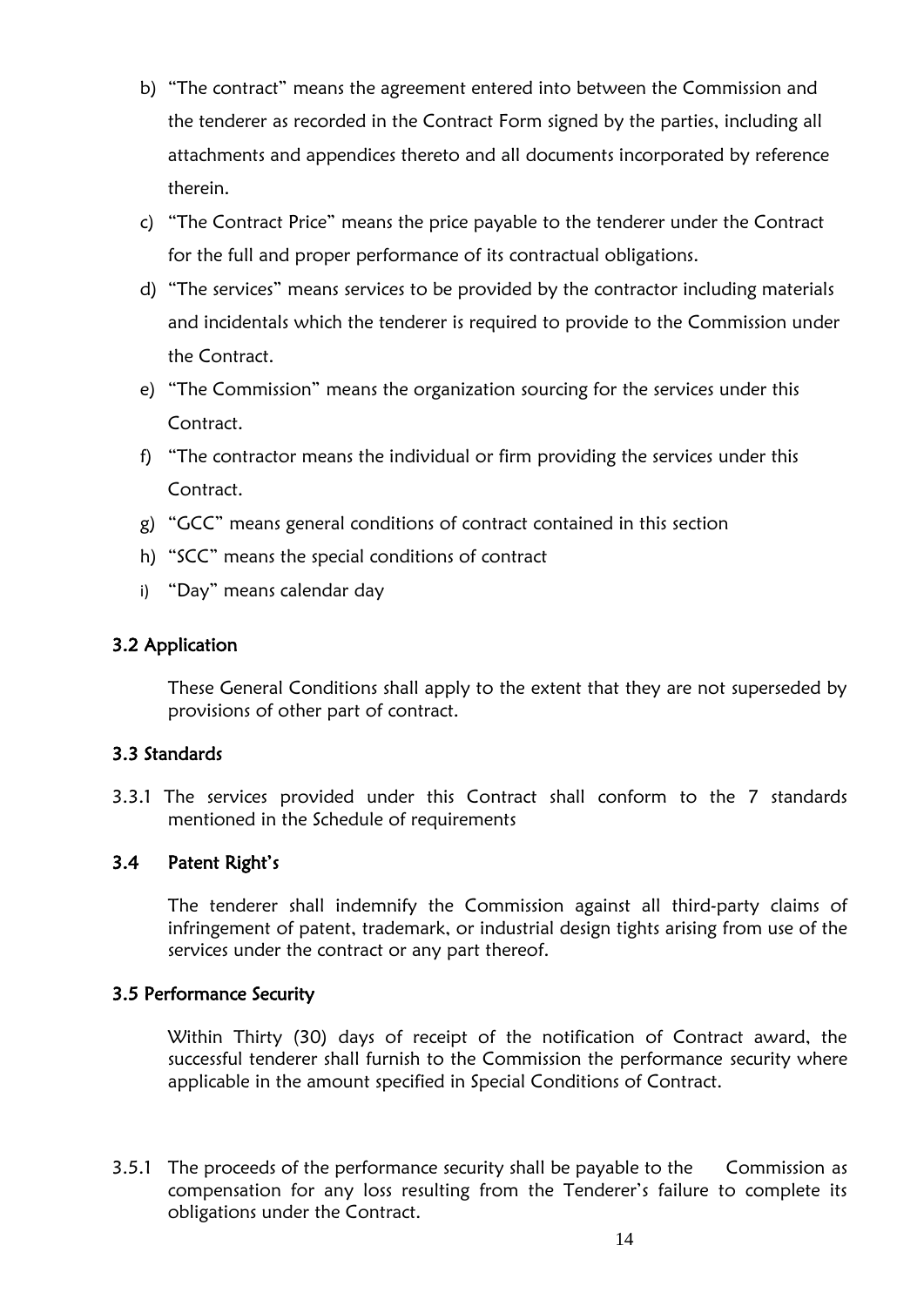b) "The contract" means the agreement entered into between the Commission and the tenderer as recorded in the Contract Form signed by the parties, including all attachments and appendices thereto and all documents incorporated by reference therein.

c) "The Contract Price" means the price payable to the tenderer under the Contract for the full and proper performance of its contractual obligations.

d) "The services" means services to be provided by the contractor including materials and incidentals which the tenderer is required to provide to the Commission under the Contract.

e) "The Commission" means the organization sourcing for the services under this Contract.

f) "The contractor means the individual or firm providing the services under this Contract.

g) "GCC" means general conditions of contract contained in this section

h) "SCC" means the special conditions of contract

i) "Day" means calendar day

### 3.2 Application

These General Conditions shall apply to the extent that they are not superseded by provisions of other part of contract.

### 3.3 Standards

3.3.1 The services provided under this Contract shall conform to the 7 standards mentioned in the Schedule of requirements

### 3.4 Patent Right's

The tenderer shall indemnify the Commission against all third-party claims of infringement of patent, trademark, or industrial design tights arising from use of the services under the contract or any part thereof.

### 3.5 Performance Security

Within Thirty (30) days of receipt of the notification of Contract award, the successful tenderer shall furnish to the Commission the performance security where applicable in the amount specified in Special Conditions of Contract.

3.5.1 The proceeds of the performance security shall be payable to the Commission as compensation for any loss resulting from the Tenderer's failure to complete its obligations under the Contract.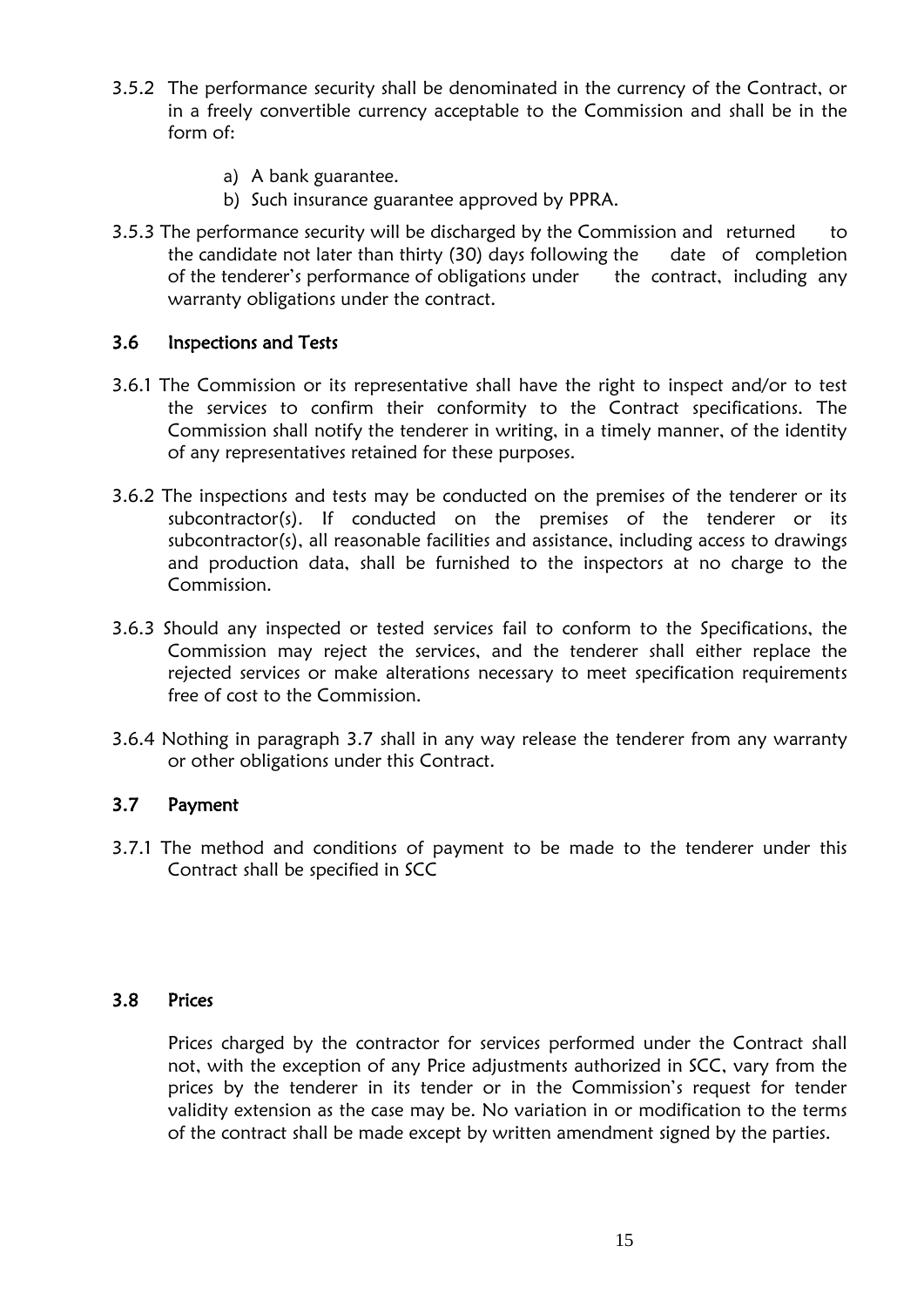3.5.2 The performance security shall be denominated in the currency of the Contract, or in a freely convertible currency acceptable to the Commission and shall be in the form of:

a) A bank guarantee.
b) Such insurance guarantee approved by PPRA.

3.5.3 The performance security will be discharged by the Commission and returned to the candidate not later than thirty (30) days following the date of completion of the tenderer's performance of obligations under the contract, including any warranty obligations under the contract.

### 3.6 Inspections and Tests

3.6.1 The Commission or its representative shall have the right to inspect and/or to test the services to confirm their conformity to the Contract specifications. The Commission shall notify the tenderer in writing, in a timely manner, of the identity of any representatives retained for these purposes.

3.6.2 The inspections and tests may be conducted on the premises of the tenderer or its subcontractor(s). If conducted on the premises of the tenderer or its subcontractor(s), all reasonable facilities and assistance, including access to drawings and production data, shall be furnished to the inspectors at no charge to the Commission.

3.6.3 Should any inspected or tested services fail to conform to the Specifications, the Commission may reject the services, and the tenderer shall either replace the rejected services or make alterations necessary to meet specification requirements free of cost to the Commission.

3.6.4 Nothing in paragraph 3.7 shall in any way release the tenderer from any warranty or other obligations under this Contract.

### 3.7 Payment

3.7.1 The method and conditions of payment to be made to the tenderer under this Contract shall be specified in SCC

### 3.8 Prices

Prices charged by the contractor for services performed under the Contract shall not, with the exception of any Price adjustments authorized in SCC, vary from the prices by the tenderer in its tender or in the Commission's request for tender validity extension as the case may be. No variation in or modification to the terms of the contract shall be made except by written amendment signed by the parties.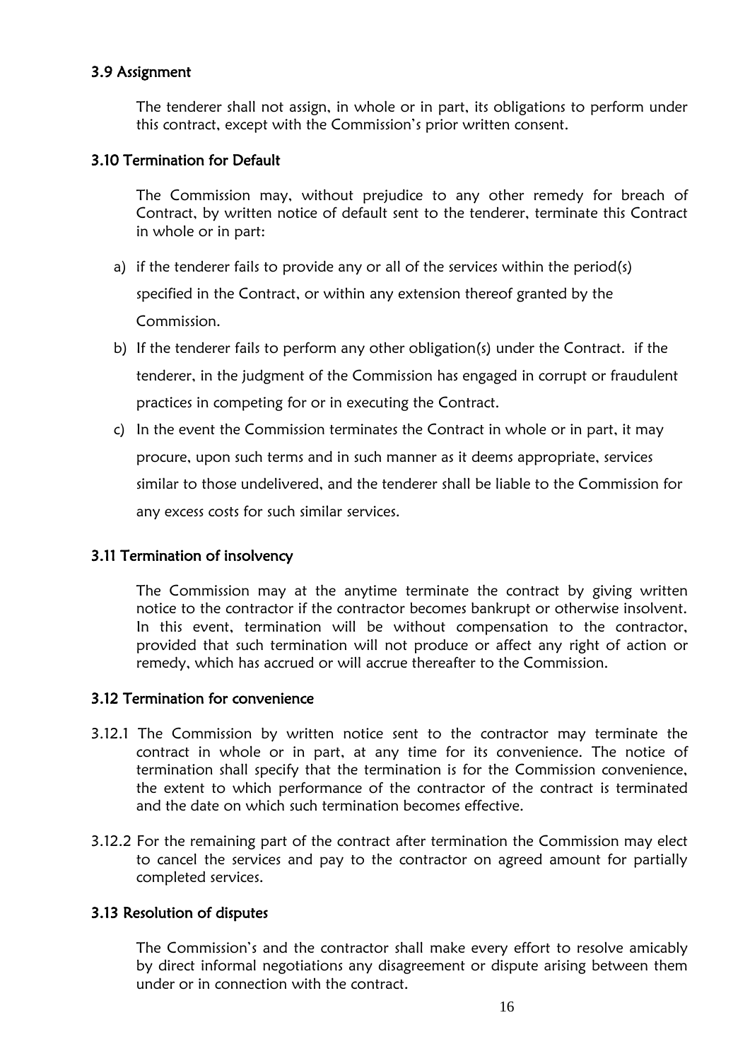### 3.9 Assignment

The tenderer shall not assign, in whole or in part, its obligations to perform under this contract, except with the Commission's prior written consent.

### 3.10 Termination for Default

The Commission may, without prejudice to any other remedy for breach of Contract, by written notice of default sent to the tenderer, terminate this Contract in whole or in part:

a) if the tenderer fails to provide any or all of the services within the period(s) specified in the Contract, or within any extension thereof granted by the Commission.

b) If the tenderer fails to perform any other obligation(s) under the Contract. if the tenderer, in the judgment of the Commission has engaged in corrupt or fraudulent practices in competing for or in executing the Contract.

c) In the event the Commission terminates the Contract in whole or in part, it may procure, upon such terms and in such manner as it deems appropriate, services similar to those undelivered, and the tenderer shall be liable to the Commission for any excess costs for such similar services.

### 3.11 Termination of insolvency

The Commission may at the anytime terminate the contract by giving written notice to the contractor if the contractor becomes bankrupt or otherwise insolvent. In this event, termination will be without compensation to the contractor, provided that such termination will not produce or affect any right of action or remedy, which has accrued or will accrue thereafter to the Commission.

### 3.12 Termination for convenience

3.12.1 The Commission by written notice sent to the contractor may terminate the contract in whole or in part, at any time for its convenience. The notice of termination shall specify that the termination is for the Commission convenience, the extent to which performance of the contractor of the contract is terminated and the date on which such termination becomes effective.

3.12.2 For the remaining part of the contract after termination the Commission may elect to cancel the services and pay to the contractor on agreed amount for partially completed services.

### 3.13 Resolution of disputes

The Commission's and the contractor shall make every effort to resolve amicably by direct informal negotiations any disagreement or dispute arising between them under or in connection with the contract.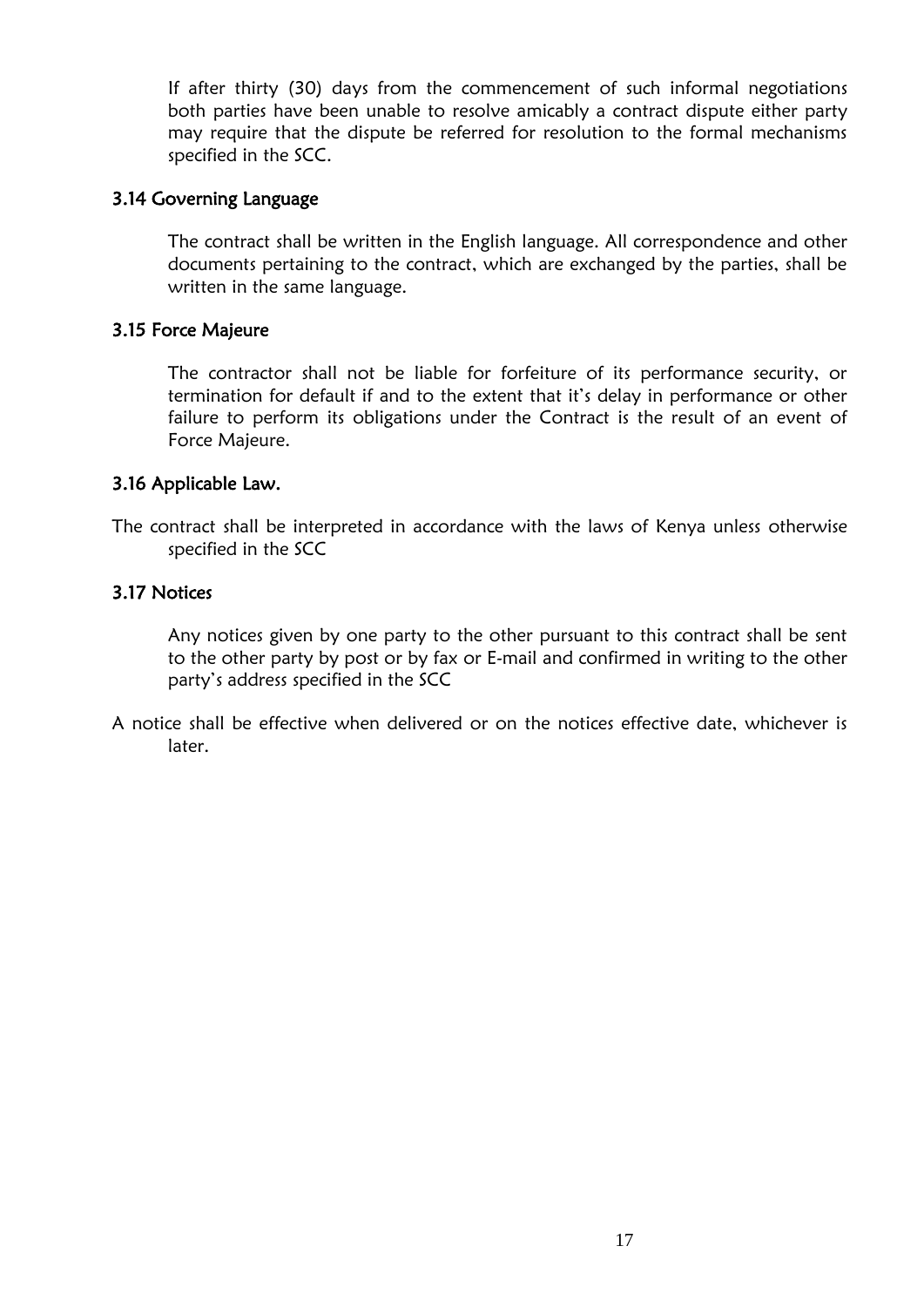If after thirty (30) days from the commencement of such informal negotiations both parties have been unable to resolve amicably a contract dispute either party may require that the dispute be referred for resolution to the formal mechanisms specified in the SCC.

### 3.14 Governing Language

The contract shall be written in the English language. All correspondence and other documents pertaining to the contract, which are exchanged by the parties, shall be written in the same language.

### 3.15 Force Majeure

The contractor shall not be liable for forfeiture of its performance security, or termination for default if and to the extent that it's delay in performance or other failure to perform its obligations under the Contract is the result of an event of Force Majeure.

### 3.16 Applicable Law.

The contract shall be interpreted in accordance with the laws of Kenya unless otherwise specified in the SCC

### 3.17 Notices

Any notices given by one party to the other pursuant to this contract shall be sent to the other party by post or by fax or E-mail and confirmed in writing to the other party's address specified in the SCC

A notice shall be effective when delivered or on the notices effective date, whichever is later.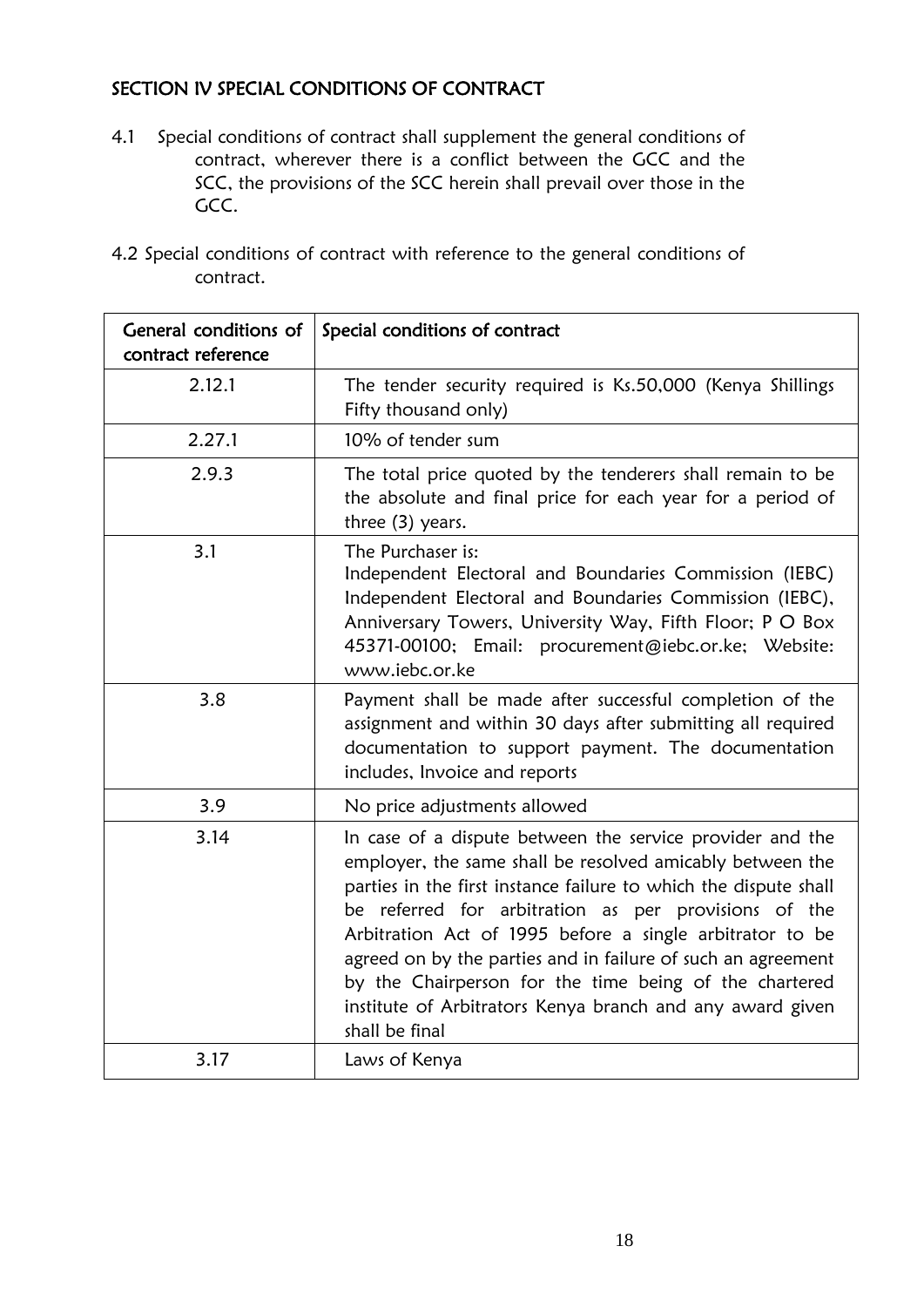## SECTION IV SPECIAL CONDITIONS OF CONTRACT

4.1 Special conditions of contract shall supplement the general conditions of contract, wherever there is a conflict between the GCC and the SCC, the provisions of the SCC herein shall prevail over those in the GCC.

4.2 Special conditions of contract with reference to the general conditions of contract.

| General conditions of contract reference | Special conditions of contract |
|---|---|
| 2.12.1 | The tender security required is Ks.50,000 (Kenya Shillings Fifty thousand only) |
| 2.27.1 | 10% of tender sum |
| 2.9.3 | The total price quoted by the tenderers shall remain to be the absolute and final price for each year for a period of three (3) years. |
| 3.1 | The Purchaser is:<br>Independent Electoral and Boundaries Commission (IEBC) Independent Electoral and Boundaries Commission (IEBC), Anniversary Towers, University Way, Fifth Floor; P O Box 45371-00100; Email: procurement@iebc.or.ke; Website: www.iebc.or.ke |
| 3.8 | Payment shall be made after successful completion of the assignment and within 30 days after submitting all required documentation to support payment. The documentation includes, Invoice and reports |
| 3.9 | No price adjustments allowed |
| 3.14 | In case of a dispute between the service provider and the employer, the same shall be resolved amicably between the parties in the first instance failure to which the dispute shall be referred for arbitration as per provisions of the Arbitration Act of 1995 before a single arbitrator to be agreed on by the parties and in failure of such an agreement by the Chairperson for the time being of the chartered institute of Arbitrators Kenya branch and any award given shall be final |
| 3.17 | Laws of Kenya |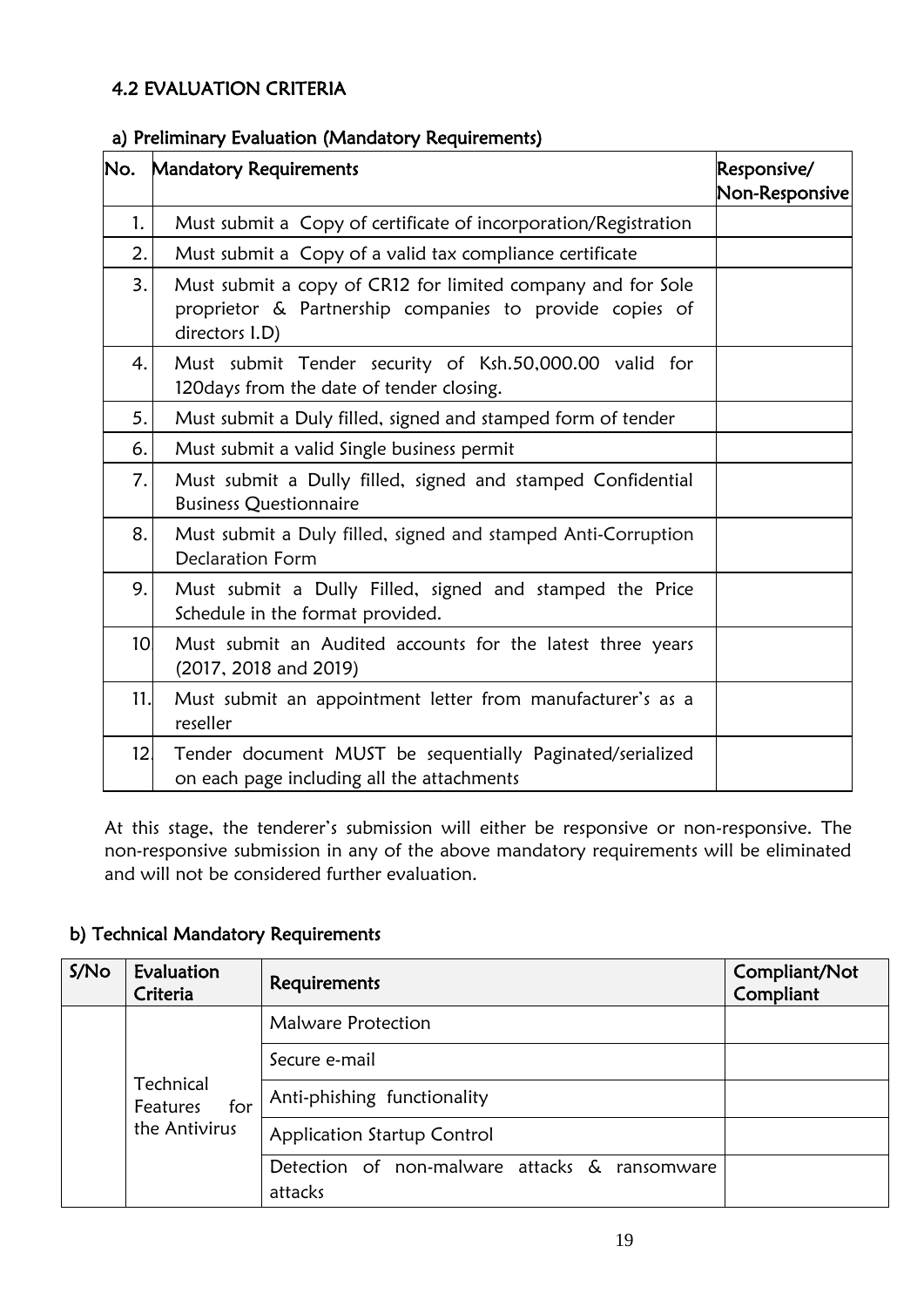### 4.2 EVALUATION CRITERIA

#### a) Preliminary Evaluation (Mandatory Requirements)

| No. | Mandatory Requirements | Responsive/ Non-Responsive |
|---|---|---|
| 1. | Must submit a Copy of certificate of incorporation/Registration | |
| 2. | Must submit a Copy of a valid tax compliance certificate | |
| 3. | Must submit a copy of CR12 for limited company and for Sole proprietor & Partnership companies to provide copies of directors I.D) | |
| 4. | Must submit Tender security of Ksh.50,000.00 valid for 120days from the date of tender closing. | |
| 5. | Must submit a Duly filled, signed and stamped form of tender | |
| 6. | Must submit a valid Single business permit | |
| 7. | Must submit a Dully filled, signed and stamped Confidential Business Questionnaire | |
| 8. | Must submit a Duly filled, signed and stamped Anti-Corruption Declaration Form | |
| 9. | Must submit a Dully Filled, signed and stamped the Price Schedule in the format provided. | |
| 10 | Must submit an Audited accounts for the latest three years (2017, 2018 and 2019) | |
| 11. | Must submit an appointment letter from manufacturer's as a reseller | |
| 12 | Tender document MUST be sequentially Paginated/serialized on each page including all the attachments | |

At this stage, the tenderer's submission will either be responsive or non-responsive. The non-responsive submission in any of the above mandatory requirements will be eliminated and will not be considered further evaluation.

#### b) Technical Mandatory Requirements

| S/No | Evaluation Criteria | Requirements | Compliant/Not Compliant |
|---|---|---|---|
| | Technical Features for the Antivirus | Malware Protection | |
| | | Secure e-mail | |
| | | Anti-phishing functionality | |
| | | Application Startup Control | |
| | | Detection of non-malware attacks & ransomware attacks | |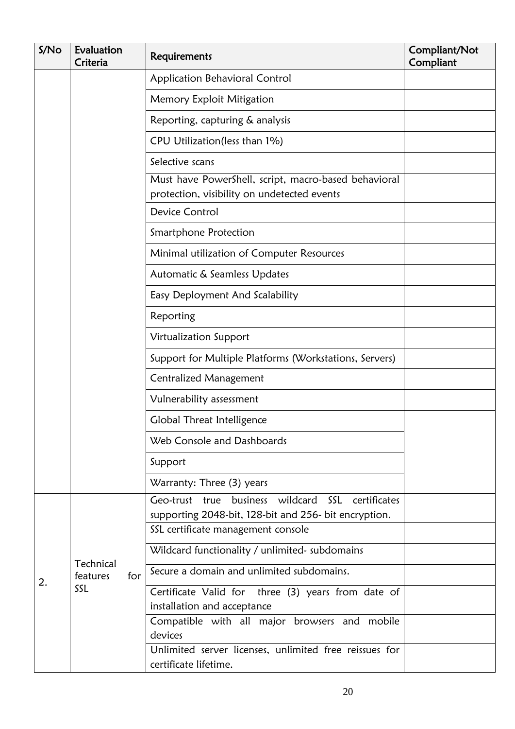| S/No | Evaluation Criteria | Requirements | Compliant/Not Compliant |
| --- | --- | --- | --- |
| | | Application Behavioral Control | |
| | | Memory Exploit Mitigation | |
| | | Reporting, capturing & analysis | |
| | | CPU Utilization(less than 1%) | |
| | | Selective scans | |
| | | Must have PowerShell, script, macro-based behavioral protection, visibility on undetected events | |
| | | Device Control | |
| | | Smartphone Protection | |
| | | Minimal utilization of Computer Resources | |
| | | Automatic & Seamless Updates | |
| | | Easy Deployment And Scalability | |
| | | Reporting | |
| | | Virtualization Support | |
| | | Support for Multiple Platforms (Workstations, Servers) | |
| | | Centralized Management | |
| | | Vulnerability assessment | |
| | | Global Threat Intelligence | |
| | | Web Console and Dashboards | |
| | | Support | |
| | | Warranty: Three (3) years | |
| 2. | Technical features for SSL | Geo-trust true business wildcard SSL certificates supporting 2048-bit, 128-bit and 256- bit encryption. | |
| | | SSL certificate management console | |
| | | Wildcard functionality / unlimited- subdomains | |
| | | Secure a domain and unlimited subdomains. | |
| | | Certificate Valid for three (3) years from date of installation and acceptance | |
| | | Compatible with all major browsers and mobile devices | |
| | | Unlimited server licenses, unlimited free reissues for certificate lifetime. | |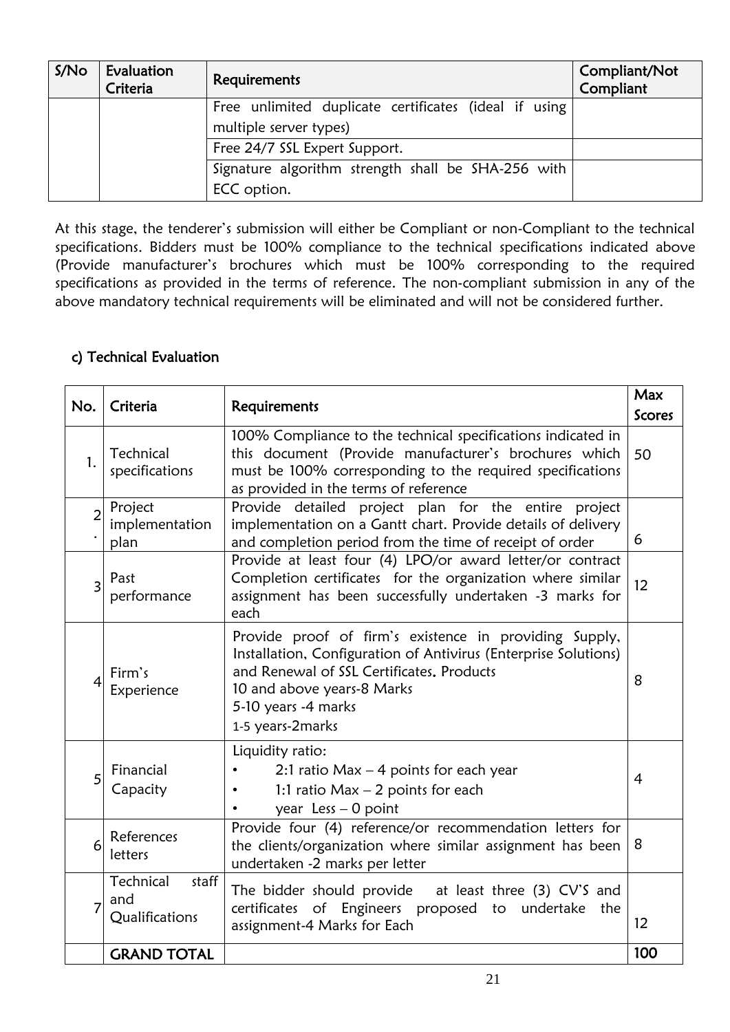| S/No | Evaluation Criteria | Requirements | Compliant/Not Compliant |
|---|---|---|---|
| | | Free unlimited duplicate certificates (ideal if using multiple server types) | |
| | | Free 24/7 SSL Expert Support. | |
| | | Signature algorithm strength shall be SHA-256 with ECC option. | |

At this stage, the tenderer's submission will either be Compliant or non-Compliant to the technical specifications. Bidders must be 100% compliance to the technical specifications indicated above (Provide manufacturer's brochures which must be 100% corresponding to the required specifications as provided in the terms of reference. The non-compliant submission in any of the above mandatory technical requirements will be eliminated and will not be considered further.

### c) Technical Evaluation

| No. | Criteria | Requirements | Max Scores |
|---|---|---|---|
| 1. | Technical specifications | 100% Compliance to the technical specifications indicated in this document (Provide manufacturer's brochures which must be 100% corresponding to the required specifications as provided in the terms of reference | 50 |
| 2. | Project implementation plan | Provide detailed project plan for the entire project implementation on a Gantt chart. Provide details of delivery and completion period from the time of receipt of order | 6 |
| 3 | Past performance | Provide at least four (4) LPO/or award letter/or contract Completion certificates for the organization where similar assignment has been successfully undertaken -3 marks for each | 12 |
| 4 | Firm's Experience | Provide proof of firm's existence in providing Supply, Installation, Configuration of Antivirus (Enterprise Solutions) and Renewal of SSL Certificates. Products<br>10 and above years-8 Marks<br>5-10 years -4 marks<br>1-5 years-2marks | 8 |
| 5 | Financial Capacity | Liquidity ratio:<br>• 2:1 ratio Max – 4 points for each year<br>• 1:1 ratio Max – 2 points for each<br>• year Less – 0 point | 4 |
| 6 | References letters | Provide four (4) reference/or recommendation letters for the clients/organization where similar assignment has been undertaken -2 marks per letter | 8 |
| 7 | Technical staff and Qualifications | The bidder should provide at least three (3) CV'S and certificates of Engineers proposed to undertake the assignment-4 Marks for Each | 12 |
| | **GRAND TOTAL** | | **100** |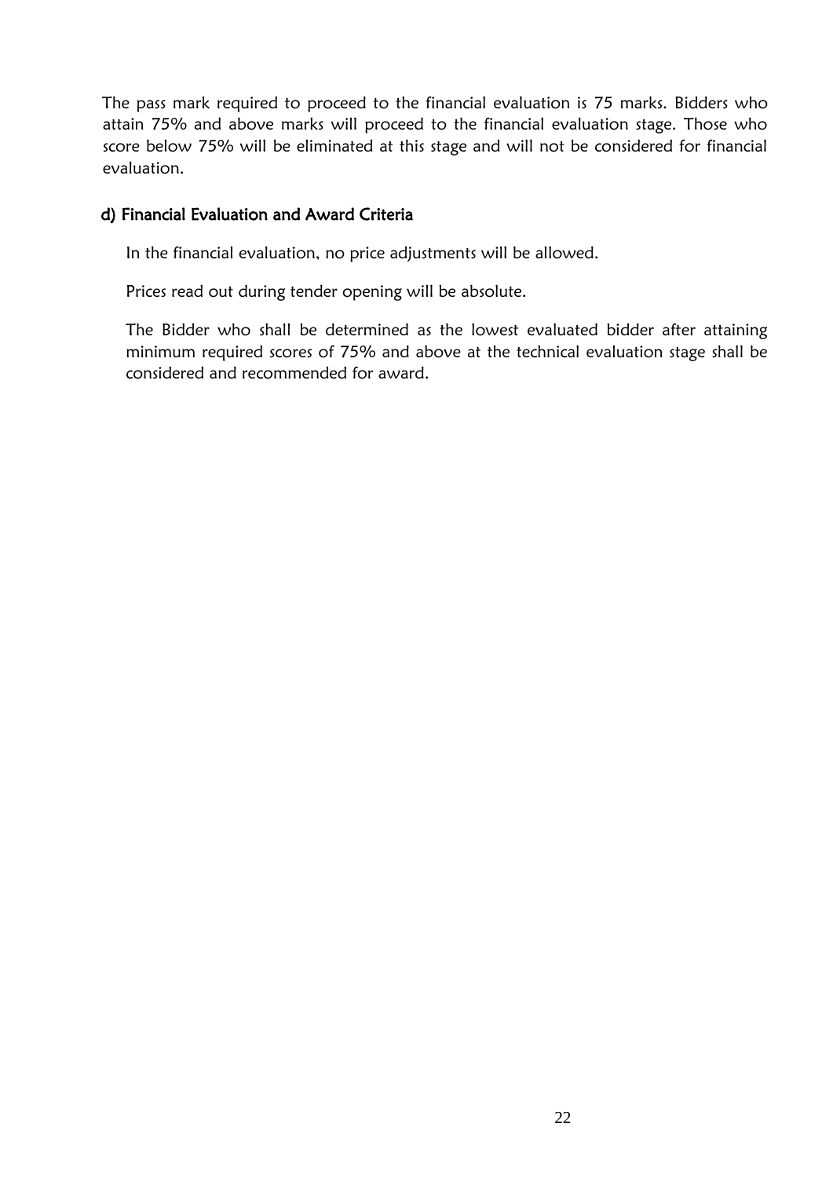The pass mark required to proceed to the financial evaluation is 75 marks. Bidders who attain 75% and above marks will proceed to the financial evaluation stage. Those who score below 75% will be eliminated at this stage and will not be considered for financial evaluation.

#### d) Financial Evaluation and Award Criteria

In the financial evaluation, no price adjustments will be allowed.

Prices read out during tender opening will be absolute.

The Bidder who shall be determined as the lowest evaluated bidder after attaining minimum required scores of 75% and above at the technical evaluation stage shall be considered and recommended for award.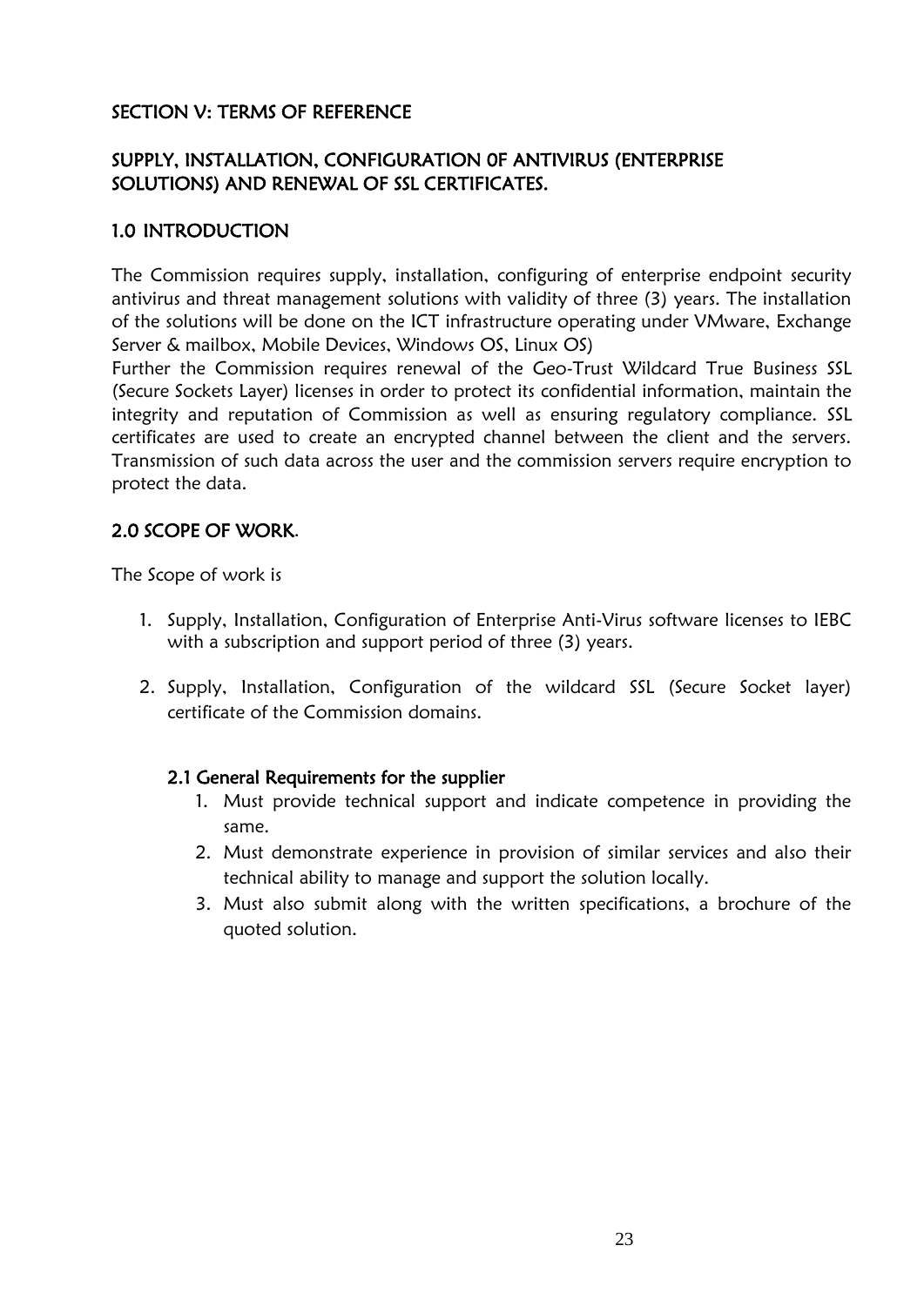## SECTION V: TERMS OF REFERENCE

## SUPPLY, INSTALLATION, CONFIGURATION 0F ANTIVIRUS (ENTERPRISE SOLUTIONS) AND RENEWAL OF SSL CERTIFICATES.

### 1.0 INTRODUCTION

The Commission requires supply, installation, configuring of enterprise endpoint security antivirus and threat management solutions with validity of three (3) years. The installation of the solutions will be done on the ICT infrastructure operating under VMware, Exchange Server & mailbox, Mobile Devices, Windows OS, Linux OS)

Further the Commission requires renewal of the Geo-Trust Wildcard True Business SSL (Secure Sockets Layer) licenses in order to protect its confidential information, maintain the integrity and reputation of Commission as well as ensuring regulatory compliance. SSL certificates are used to create an encrypted channel between the client and the servers. Transmission of such data across the user and the commission servers require encryption to protect the data.

### 2.0 SCOPE OF WORK.

The Scope of work is

1. Supply, Installation, Configuration of Enterprise Anti-Virus software licenses to IEBC with a subscription and support period of three (3) years.

2. Supply, Installation, Configuration of the wildcard SSL (Secure Socket layer) certificate of the Commission domains.

#### 2.1 General Requirements for the supplier

1. Must provide technical support and indicate competence in providing the same.
2. Must demonstrate experience in provision of similar services and also their technical ability to manage and support the solution locally.
3. Must also submit along with the written specifications, a brochure of the quoted solution.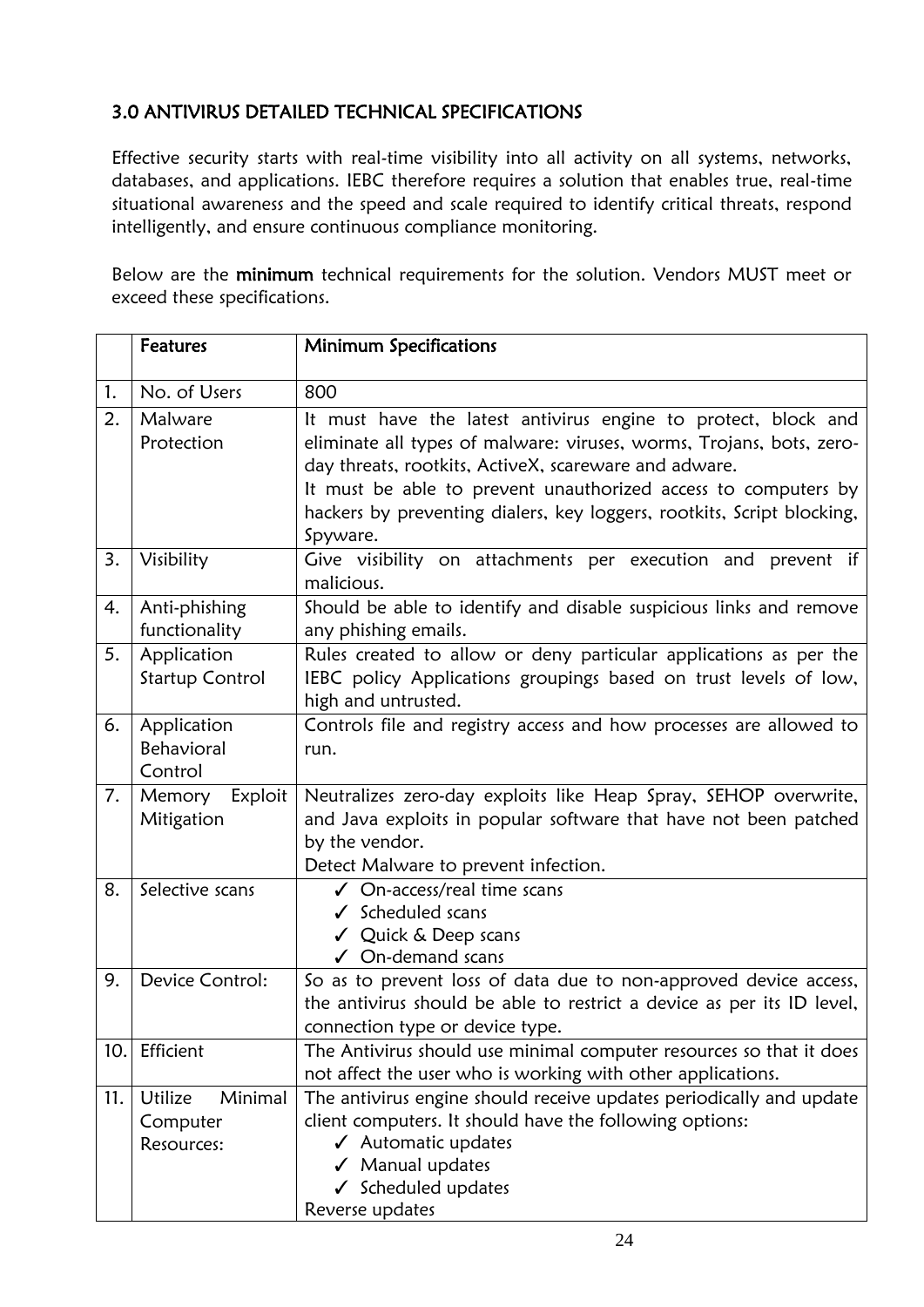## 3.0 ANTIVIRUS DETAILED TECHNICAL SPECIFICATIONS

Effective security starts with real-time visibility into all activity on all systems, networks, databases, and applications. IEBC therefore requires a solution that enables true, real-time situational awareness and the speed and scale required to identify critical threats, respond intelligently, and ensure continuous compliance monitoring.

Below are the **minimum** technical requirements for the solution. Vendors MUST meet or exceed these specifications.

| | Features | Minimum Specifications |
|---|---|---|
| 1. | No. of Users | 800 |
| 2. | Malware Protection | It must have the latest antivirus engine to protect, block and eliminate all types of malware: viruses, worms, Trojans, bots, zero-day threats, rootkits, ActiveX, scareware and adware.<br>It must be able to prevent unauthorized access to computers by hackers by preventing dialers, key loggers, rootkits, Script blocking, Spyware. |
| 3. | Visibility | Give visibility on attachments per execution and prevent if malicious. |
| 4. | Anti-phishing functionality | Should be able to identify and disable suspicious links and remove any phishing emails. |
| 5. | Application Startup Control | Rules created to allow or deny particular applications as per the IEBC policy Applications groupings based on trust levels of low, high and untrusted. |
| 6. | Application Behavioral Control | Controls file and registry access and how processes are allowed to run. |
| 7. | Memory Exploit Mitigation | Neutralizes zero-day exploits like Heap Spray, SEHOP overwrite, and Java exploits in popular software that have not been patched by the vendor.<br>Detect Malware to prevent infection. |
| 8. | Selective scans | ✓ On-access/real time scans<br>✓ Scheduled scans<br>✓ Quick & Deep scans<br>✓ On-demand scans |
| 9. | Device Control: | So as to prevent loss of data due to non-approved device access, the antivirus should be able to restrict a device as per its ID level, connection type or device type. |
| 10. | Efficient | The Antivirus should use minimal computer resources so that it does not affect the user who is working with other applications. |
| 11. | Utilize Minimal Computer Resources: | The antivirus engine should receive updates periodically and update client computers. It should have the following options:<br>✓ Automatic updates<br>✓ Manual updates<br>✓ Scheduled updates<br>Reverse updates |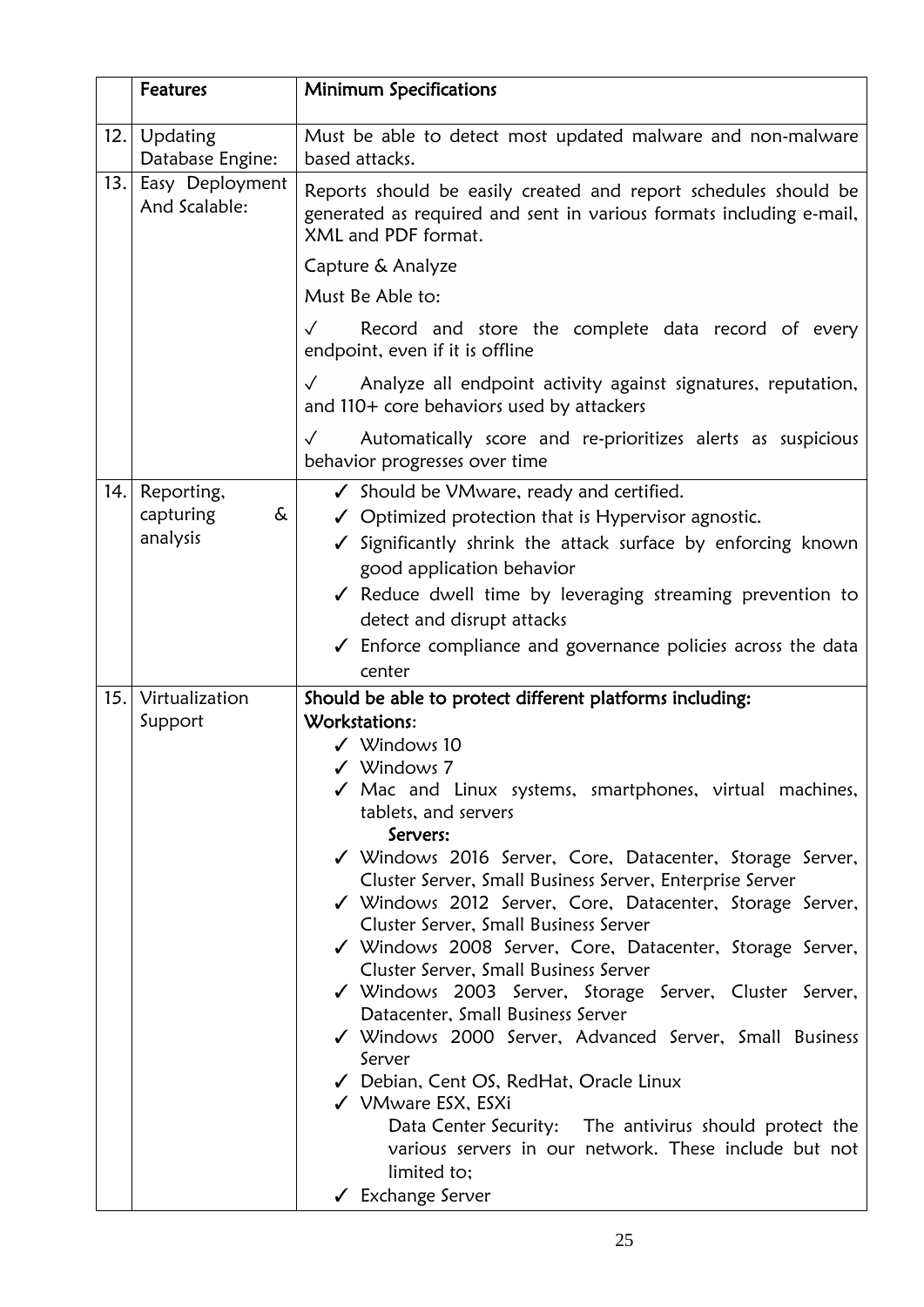|  | Features | Minimum Specifications |
|---|---|---|
| 12. | Updating Database Engine: | Must be able to detect most updated malware and non-malware based attacks. |
| 13. | Easy Deployment And Scalable: | Reports should be easily created and report schedules should be generated as required and sent in various formats including e-mail, XML and PDF format.<br><br>Capture & Analyze<br><br>Must Be Able to:<br><br>✓ Record and store the complete data record of every endpoint, even if it is offline<br><br>✓ Analyze all endpoint activity against signatures, reputation, and 110+ core behaviors used by attackers<br><br>✓ Automatically score and re-prioritizes alerts as suspicious behavior progresses over time |
| 14. | Reporting, capturing & analysis | ✓ Should be VMware, ready and certified.<br>✓ Optimized protection that is Hypervisor agnostic.<br>✓ Significantly shrink the attack surface by enforcing known good application behavior<br>✓ Reduce dwell time by leveraging streaming prevention to detect and disrupt attacks<br>✓ Enforce compliance and governance policies across the data center |
| 15. | Virtualization Support | **Should be able to protect different platforms including:**<br>**Workstations**:<br>✓ Windows 10<br>✓ Windows 7<br>✓ Mac and Linux systems, smartphones, virtual machines, tablets, and servers<br>**Servers:**<br>✓ Windows 2016 Server, Core, Datacenter, Storage Server, Cluster Server, Small Business Server, Enterprise Server<br>✓ Windows 2012 Server, Core, Datacenter, Storage Server, Cluster Server, Small Business Server<br>✓ Windows 2008 Server, Core, Datacenter, Storage Server, Cluster Server, Small Business Server<br>✓ Windows 2003 Server, Storage Server, Cluster Server, Datacenter, Small Business Server<br>✓ Windows 2000 Server, Advanced Server, Small Business Server<br>✓ Debian, Cent OS, RedHat, Oracle Linux<br>✓ VMware ESX, ESXi<br>Data Center Security: The antivirus should protect the various servers in our network. These include but not limited to;<br>✓ Exchange Server |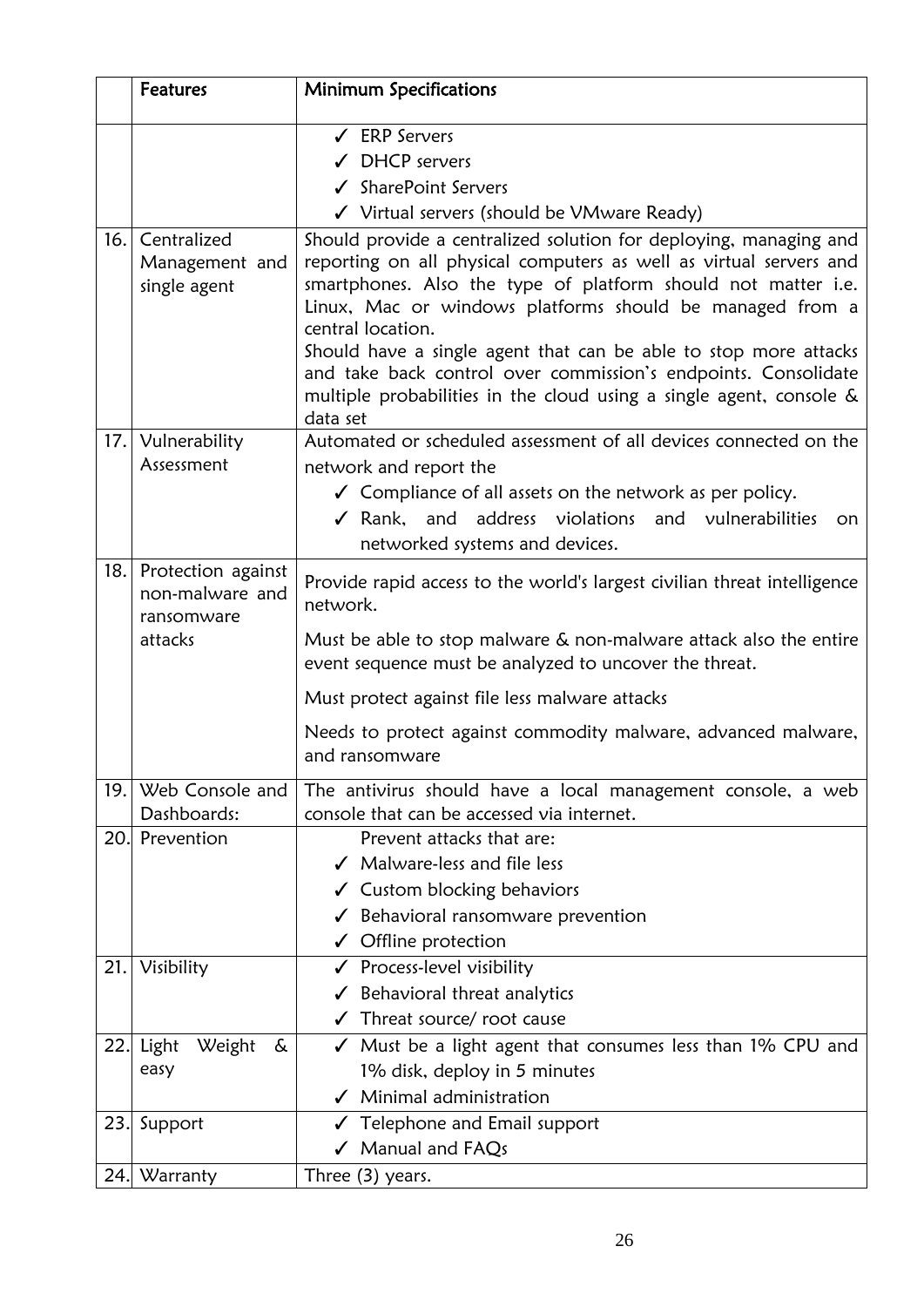|  | Features | Minimum Specifications |
|---|---|---|
|  |  | ✓ ERP Servers<br>✓ DHCP servers<br>✓ SharePoint Servers<br>✓ Virtual servers (should be VMware Ready) |
| 16. | Centralized Management and single agent | Should provide a centralized solution for deploying, managing and reporting on all physical computers as well as virtual servers and smartphones. Also the type of platform should not matter i.e. Linux, Mac or windows platforms should be managed from a central location.<br>Should have a single agent that can be able to stop more attacks and take back control over commission's endpoints. Consolidate multiple probabilities in the cloud using a single agent, console & data set |
| 17. | Vulnerability Assessment | Automated or scheduled assessment of all devices connected on the network and report the<br>✓ Compliance of all assets on the network as per policy.<br>✓ Rank, and address violations and vulnerabilities on networked systems and devices. |
| 18. | Protection against non-malware and ransomware attacks | Provide rapid access to the world's largest civilian threat intelligence network.<br><br>Must be able to stop malware & non-malware attack also the entire event sequence must be analyzed to uncover the threat.<br><br>Must protect against file less malware attacks<br><br>Needs to protect against commodity malware, advanced malware, and ransomware |
| 19. | Web Console and Dashboards: | The antivirus should have a local management console, a web console that can be accessed via internet. |
| 20. | Prevention | Prevent attacks that are:<br>✓ Malware-less and file less<br>✓ Custom blocking behaviors<br>✓ Behavioral ransomware prevention<br>✓ Offline protection |
| 21. | Visibility | ✓ Process-level visibility<br>✓ Behavioral threat analytics<br>✓ Threat source/ root cause |
| 22. | Light Weight & easy | ✓ Must be a light agent that consumes less than 1% CPU and 1% disk, deploy in 5 minutes<br>✓ Minimal administration |
| 23. | Support | ✓ Telephone and Email support<br>✓ Manual and FAQs |
| 24. | Warranty | Three (3) years. |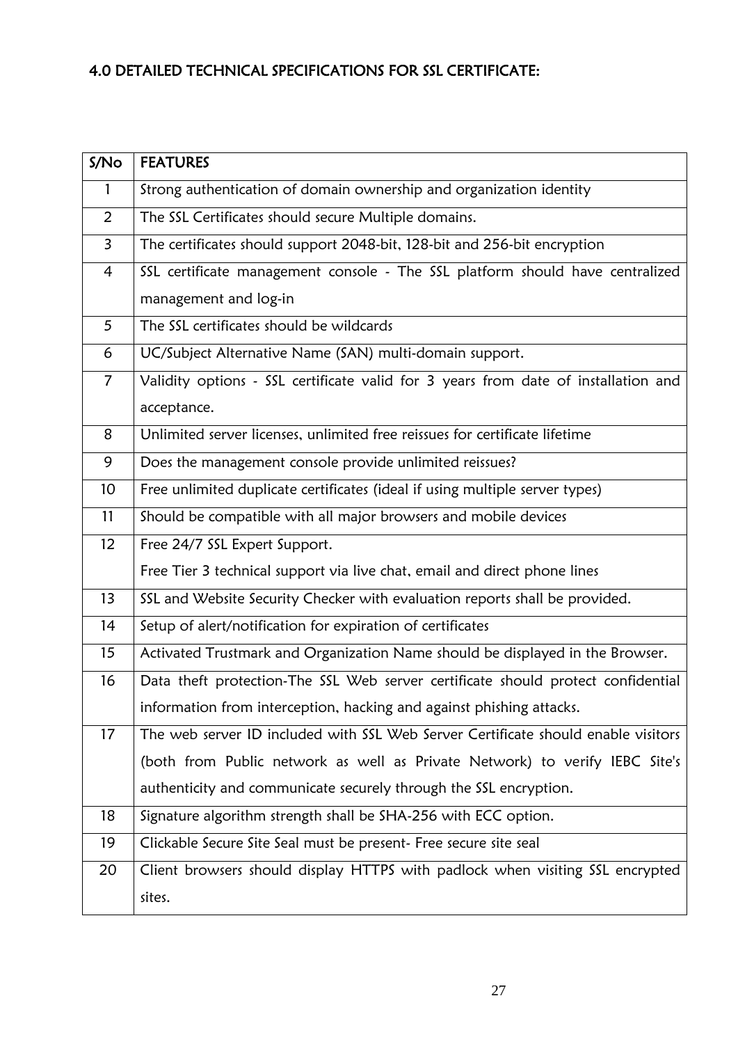## 4.0 DETAILED TECHNICAL SPECIFICATIONS FOR SSL CERTIFICATE:

| S/No | FEATURES |
|---|---|
| 1 | Strong authentication of domain ownership and organization identity |
| 2 | The SSL Certificates should secure Multiple domains. |
| 3 | The certificates should support 2048-bit, 128-bit and 256-bit encryption |
| 4 | SSL certificate management console - The SSL platform should have centralized management and log-in |
| 5 | The SSL certificates should be wildcards |
| 6 | UC/Subject Alternative Name (SAN) multi-domain support. |
| 7 | Validity options - SSL certificate valid for 3 years from date of installation and acceptance. |
| 8 | Unlimited server licenses, unlimited free reissues for certificate lifetime |
| 9 | Does the management console provide unlimited reissues? |
| 10 | Free unlimited duplicate certificates (ideal if using multiple server types) |
| 11 | Should be compatible with all major browsers and mobile devices |
| 12 | Free 24/7 SSL Expert Support.<br>Free Tier 3 technical support via live chat, email and direct phone lines |
| 13 | SSL and Website Security Checker with evaluation reports shall be provided. |
| 14 | Setup of alert/notification for expiration of certificates |
| 15 | Activated Trustmark and Organization Name should be displayed in the Browser. |
| 16 | Data theft protection-The SSL Web server certificate should protect confidential information from interception, hacking and against phishing attacks. |
| 17 | The web server ID included with SSL Web Server Certificate should enable visitors (both from Public network as well as Private Network) to verify IEBC Site's authenticity and communicate securely through the SSL encryption. |
| 18 | Signature algorithm strength shall be SHA-256 with ECC option. |
| 19 | Clickable Secure Site Seal must be present- Free secure site seal |
| 20 | Client browsers should display HTTPS with padlock when visiting SSL encrypted sites. |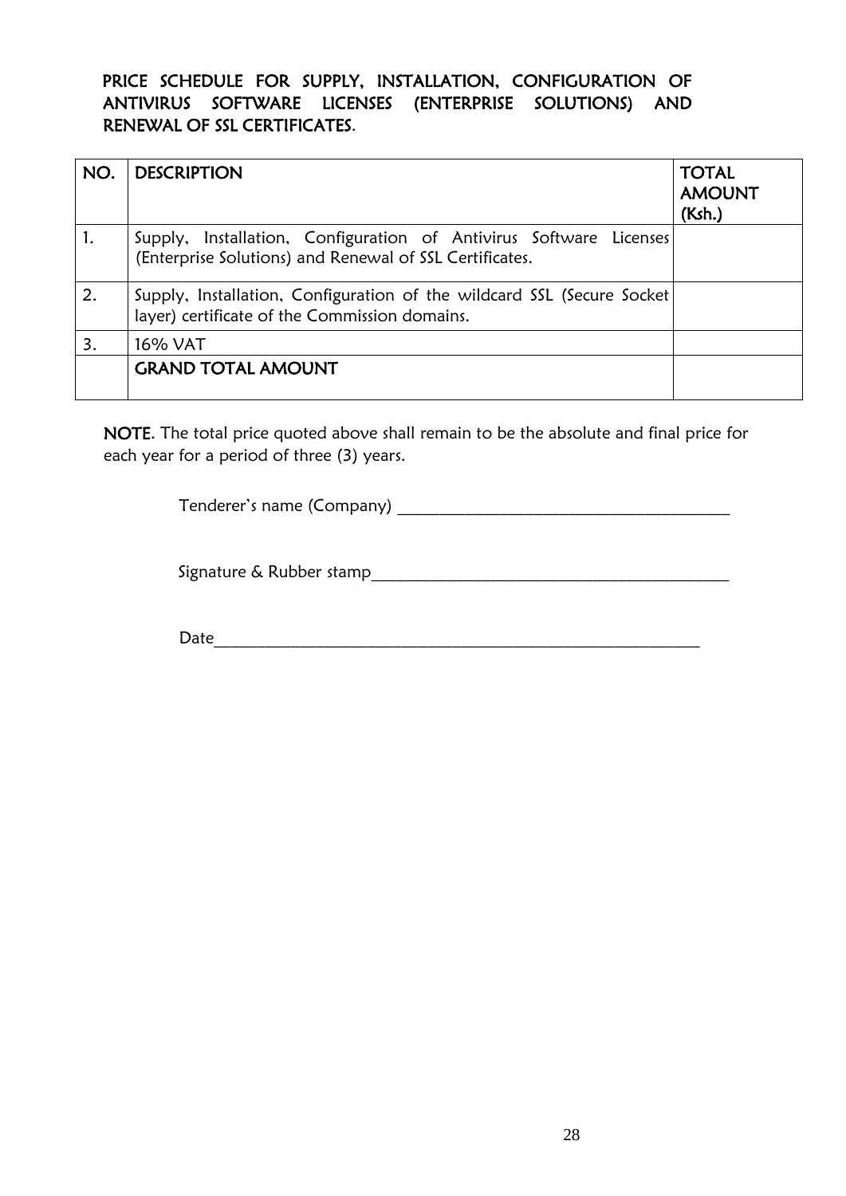**PRICE SCHEDULE FOR SUPPLY, INSTALLATION, CONFIGURATION OF ANTIVIRUS SOFTWARE LICENSES (ENTERPRISE SOLUTIONS) AND RENEWAL OF SSL CERTIFICATES.**

| NO. | DESCRIPTION | TOTAL AMOUNT (Ksh.) |
|---|---|---|
| 1. | Supply, Installation, Configuration of Antivirus Software Licenses (Enterprise Solutions) and Renewal of SSL Certificates. | |
| 2. | Supply, Installation, Configuration of the wildcard SSL (Secure Socket layer) certificate of the Commission domains. | |
| 3. | 16% VAT | |
| | GRAND TOTAL AMOUNT | |

**NOTE**. The total price quoted above shall remain to be the absolute and final price for each year for a period of three (3) years.

Tenderer's name (Company) ________________________________________

Signature & Rubber stamp__________________________________________

Date__________________________________________________________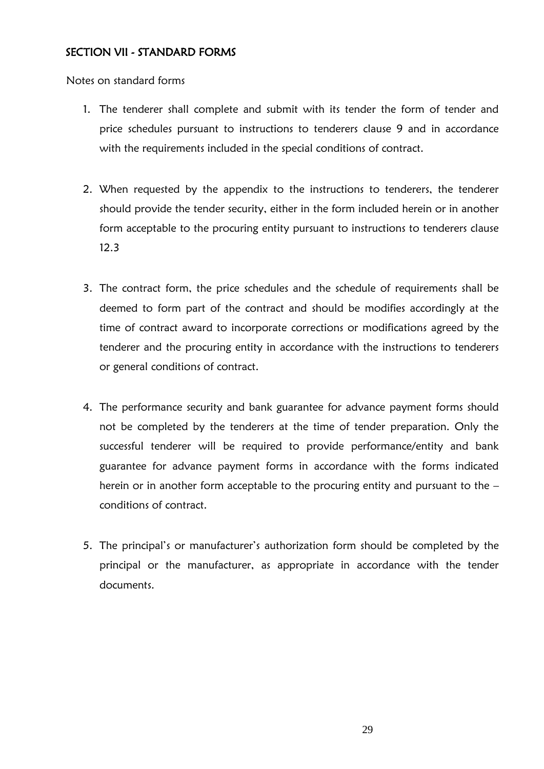## SECTION VII - STANDARD FORMS

Notes on standard forms

1. The tenderer shall complete and submit with its tender the form of tender and price schedules pursuant to instructions to tenderers clause 9 and in accordance with the requirements included in the special conditions of contract.

2. When requested by the appendix to the instructions to tenderers, the tenderer should provide the tender security, either in the form included herein or in another form acceptable to the procuring entity pursuant to instructions to tenderers clause 12.3

3. The contract form, the price schedules and the schedule of requirements shall be deemed to form part of the contract and should be modifies accordingly at the time of contract award to incorporate corrections or modifications agreed by the tenderer and the procuring entity in accordance with the instructions to tenderers or general conditions of contract.

4. The performance security and bank guarantee for advance payment forms should not be completed by the tenderers at the time of tender preparation. Only the successful tenderer will be required to provide performance/entity and bank guarantee for advance payment forms in accordance with the forms indicated herein or in another form acceptable to the procuring entity and pursuant to the – conditions of contract.

5. The principal's or manufacturer's authorization form should be completed by the principal or the manufacturer, as appropriate in accordance with the tender documents.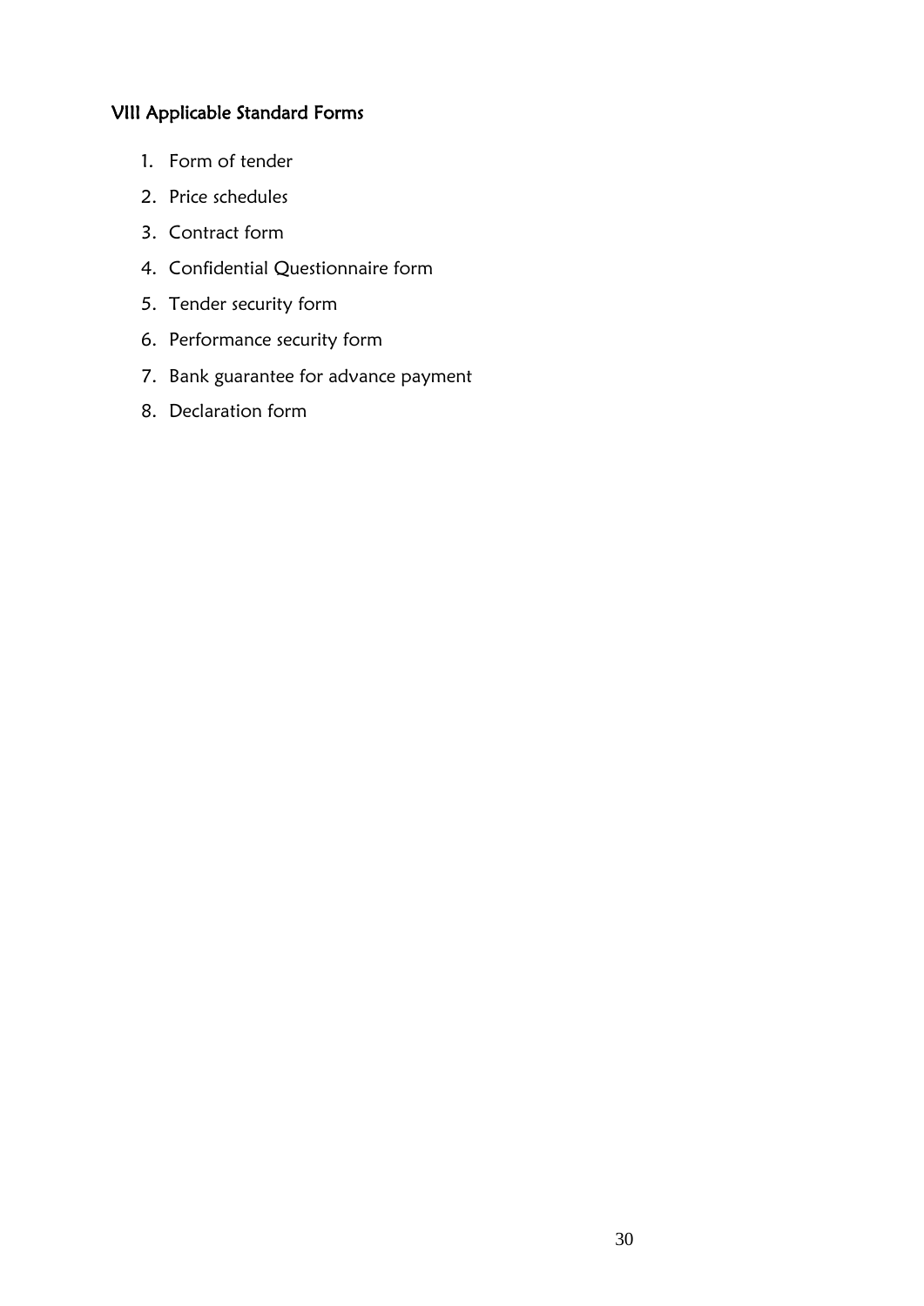## VIII Applicable Standard Forms

1. Form of tender
2. Price schedules
3. Contract form
4. Confidential Questionnaire form
5. Tender security form
6. Performance security form
7. Bank guarantee for advance payment
8. Declaration form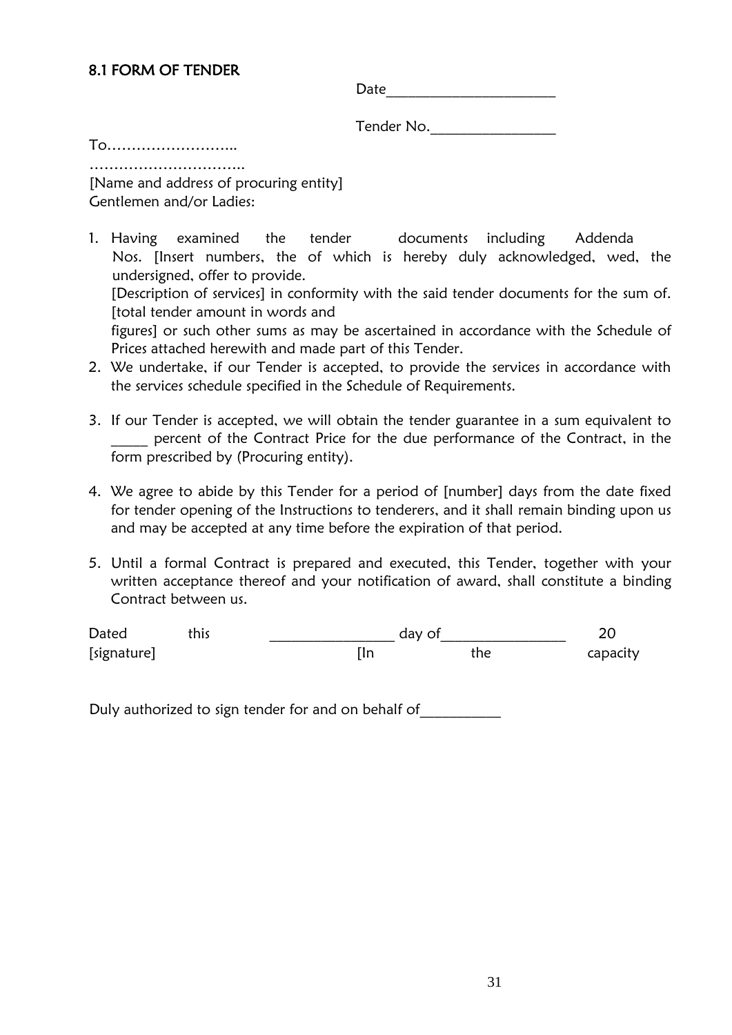## 8.1 FORM OF TENDER

Date______________________

Tender No.________________

To……………………..

…………………………..

[Name and address of procuring entity]

Gentlemen and/or Ladies:

1. Having examined the tender documents including Addenda Nos. [Insert numbers, the of which is hereby duly acknowledged, wed, the undersigned, offer to provide.
   [Description of services] in conformity with the said tender documents for the sum of. [total tender amount in words and
   figures] or such other sums as may be ascertained in accordance with the Schedule of Prices attached herewith and made part of this Tender.
2. We undertake, if our Tender is accepted, to provide the services in accordance with the services schedule specified in the Schedule of Requirements.
3. If our Tender is accepted, we will obtain the tender guarantee in a sum equivalent to _____ percent of the Contract Price for the due performance of the Contract, in the form prescribed by (Procuring entity).
4. We agree to abide by this Tender for a period of [number] days from the date fixed for tender opening of the Instructions to tenderers, and it shall remain binding upon us and may be accepted at any time before the expiration of that period.
5. Until a formal Contract is prepared and executed, this Tender, together with your written acceptance thereof and your notification of award, shall constitute a binding Contract between us.

Dated this ________________ day of________________ 20

[signature] [In the capacity

Duly authorized to sign tender for and on behalf of__________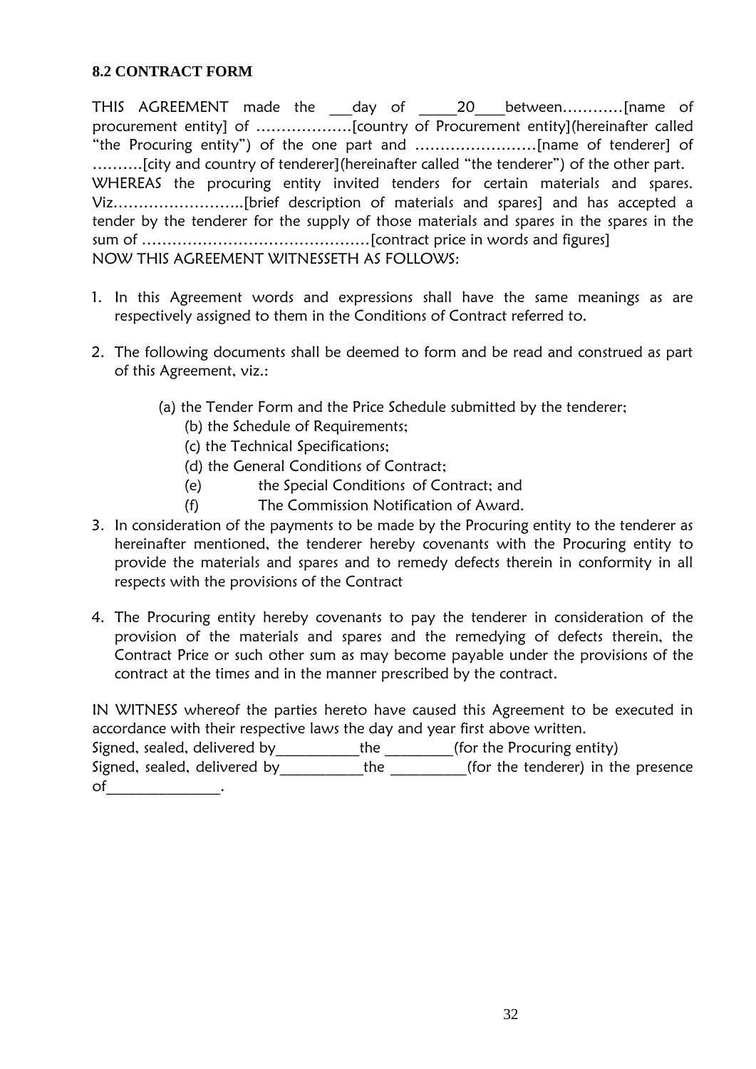### 8.2 CONTRACT FORM

THIS AGREEMENT made the ___day of _____20____between…………[name of procurement entity] of ……………….[country of Procurement entity](hereinafter called "the Procuring entity") of the one part and ……………………[name of tenderer] of ……….[city and country of tenderer](hereinafter called "the tenderer") of the other part.
WHEREAS the procuring entity invited tenders for certain materials and spares. Viz……………………..[brief description of materials and spares] and has accepted a tender by the tenderer for the supply of those materials and spares in the spares in the sum of ………………………………………[contract price in words and figures]
NOW THIS AGREEMENT WITNESSETH AS FOLLOWS:

1. In this Agreement words and expressions shall have the same meanings as are respectively assigned to them in the Conditions of Contract referred to.

2. The following documents shall be deemed to form and be read and construed as part of this Agreement, viz.:

   (a) the Tender Form and the Price Schedule submitted by the tenderer;
   (b) the Schedule of Requirements;
   (c) the Technical Specifications;
   (d) the General Conditions of Contract;
   (e) the Special Conditions of Contract; and
   (f) The Commission Notification of Award.

3. In consideration of the payments to be made by the Procuring entity to the tenderer as hereinafter mentioned, the tenderer hereby covenants with the Procuring entity to provide the materials and spares and to remedy defects therein in conformity in all respects with the provisions of the Contract

4. The Procuring entity hereby covenants to pay the tenderer in consideration of the provision of the materials and spares and the remedying of defects therein, the Contract Price or such other sum as may become payable under the provisions of the contract at the times and in the manner prescribed by the contract.

IN WITNESS whereof the parties hereto have caused this Agreement to be executed in accordance with their respective laws the day and year first above written.
Signed, sealed, delivered by___________the _________(for the Procuring entity)
Signed, sealed, delivered by___________the __________(for the tenderer) in the presence of_______________.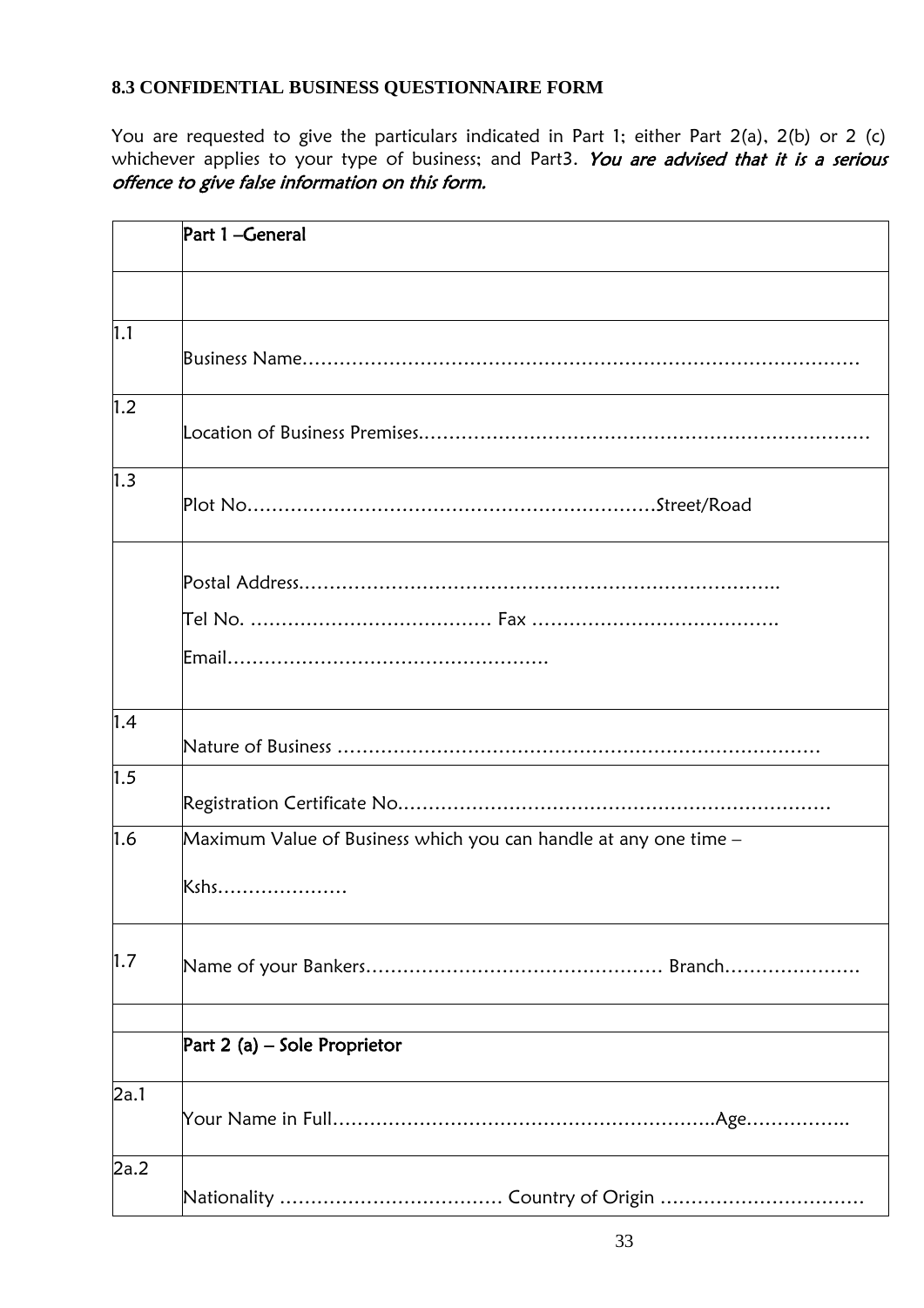### 8.3 CONFIDENTIAL BUSINESS QUESTIONNAIRE FORM

You are requested to give the particulars indicated in Part 1; either Part 2(a), 2(b) or 2 (c) whichever applies to your type of business; and Part3. *You are advised that it is a serious offence to give false information on this form.*

| | Part 1 –General |
|---|---|
| | |
| 1.1 | Business Name……………………………………………………………………………… |
| 1.2 | Location of Business Premises………………………………………………………………… |
| 1.3 | Plot No…………………………………………………………Street/Road |
| | Postal Address…………………………………………………………………….. <br> Tel No. ………………………………… Fax …………………………………. <br> Email……………………………………………. |
| 1.4 | Nature of Business …………………………………………………………………… |
| 1.5 | Registration Certificate No…………………………………………………………… |
| 1.6 | Maximum Value of Business which you can handle at any one time – <br> Kshs………………… |
| 1.7 | Name of your Bankers………………………………………… Branch…………………. |
| | |
| | Part 2 (a) – Sole Proprietor |
| 2a.1 | Your Name in Full……………………………………………………..Age…………….. |
| 2a.2 | Nationality ……………………………… Country of Origin …………………………… |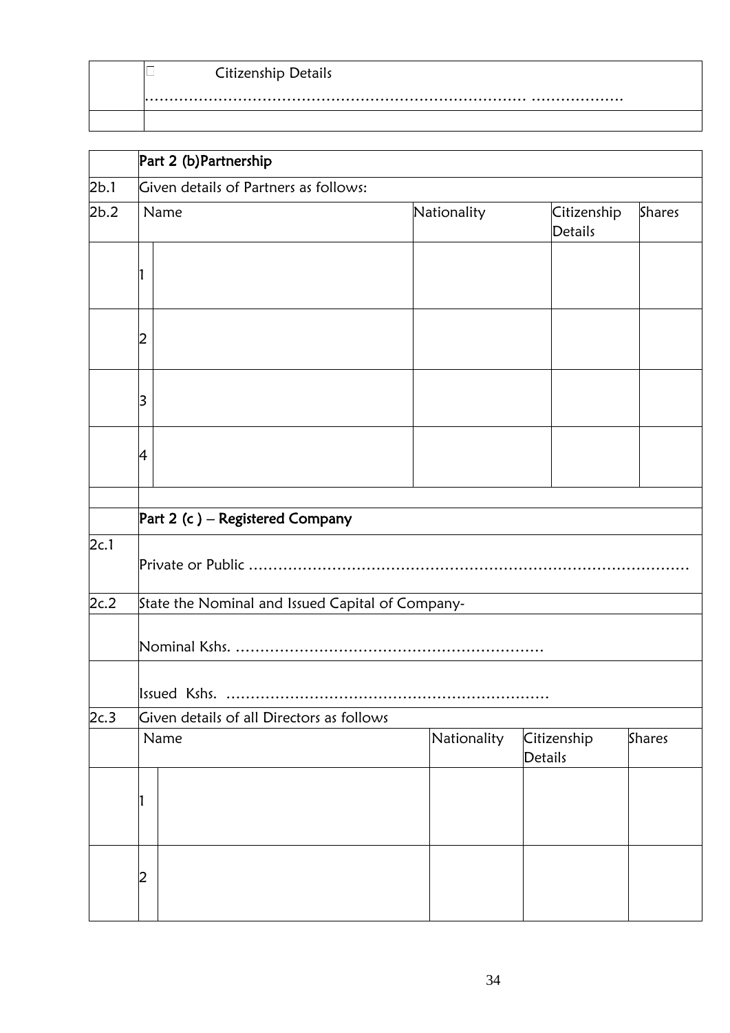| | ☐ Citizenship Details ……………………………………………………………… ………………. |
|---|---|
| | |

| | Part 2 (b)Partnership | | | | |
|---|---|---|---|---|---|
| 2b.1 | Given details of Partners as follows: | | | | |
| 2b.2 | Name | | Nationality | Citizenship Details | Shares |
| | 1 | | | | |
| | 2 | | | | |
| | 3 | | | | |
| | 4 | | | | |
| | | | | | |
| | Part 2 (c ) – Registered Company | | | | |
| 2c.1 | Private or Public ……………………………………………………………………………… | | | | |
| 2c.2 | State the Nominal and Issued Capital of Company- | | | | |
| | Nominal Kshs. ……………………………………………………… | | | | |
| | Issued Kshs. ………………………………………………………… | | | | |
| 2c.3 | Given details of all Directors as follows | | | | |
| | Name | | Nationality | Citizenship Details | Shares |
| | 1 | | | | |
| | 2 | | | | |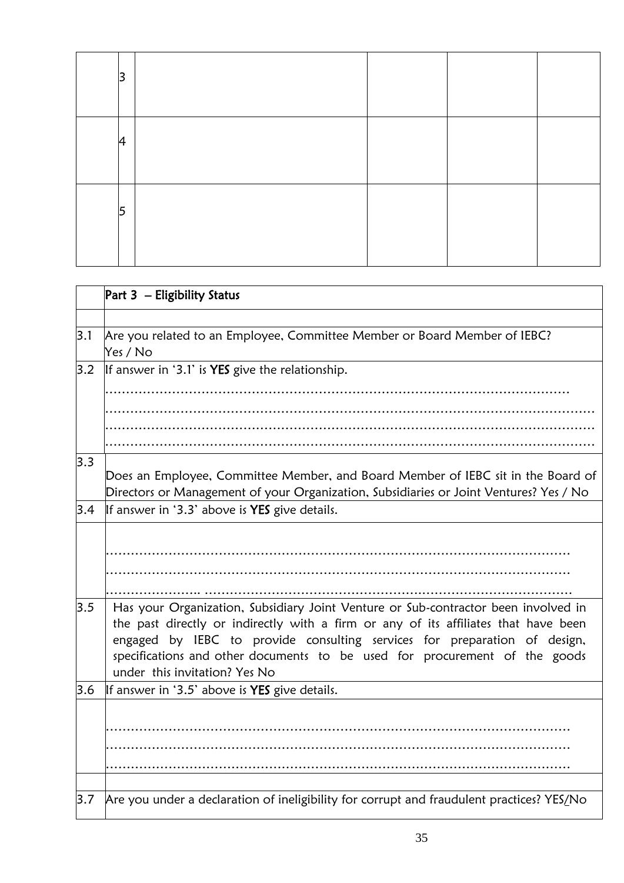| | | | | | |
|---|---|---|---|---|---|
| | 3 | | | | |
| | 4 | | | | |
| | 5 | | | | |

| | **Part 3 – Eligibility Status** |
|---|---|
| | |
| 3.1 | Are you related to an Employee, Committee Member or Board Member of IEBC? Yes / No |
| 3.2 | If answer in '3.1' is **YES** give the relationship. ………………………………………………………………………………………… ……………………………………………………………………………………………… ……………………………………………………………………………………………… ……………………………………………………………………………………………… |
| 3.3 | Does an Employee, Committee Member, and Board Member of IEBC sit in the Board of Directors or Management of your Organization, Subsidiaries or Joint Ventures? Yes / No |
| 3.4 | If answer in '3.3' above is **YES** give details. |
| | ………………………………………………………………………………………… ………………………………………………………………………………………… ………………….. ……………………………………………………………………… |
| 3.5 | Has your Organization, Subsidiary Joint Venture or Sub-contractor been involved in the past directly or indirectly with a firm or any of its affiliates that have been engaged by IEBC to provide consulting services for preparation of design, specifications and other documents to be used for procurement of the goods under this invitation? Yes No |
| 3.6 | If answer in '3.5' above is **YES** give details. |
| | ………………………………………………………………………………………… ………………………………………………………………………………………… ………………………………………………………………………………………… |
| | |
| 3.7 | Are you under a declaration of ineligibility for corrupt and fraudulent practices? YES/No |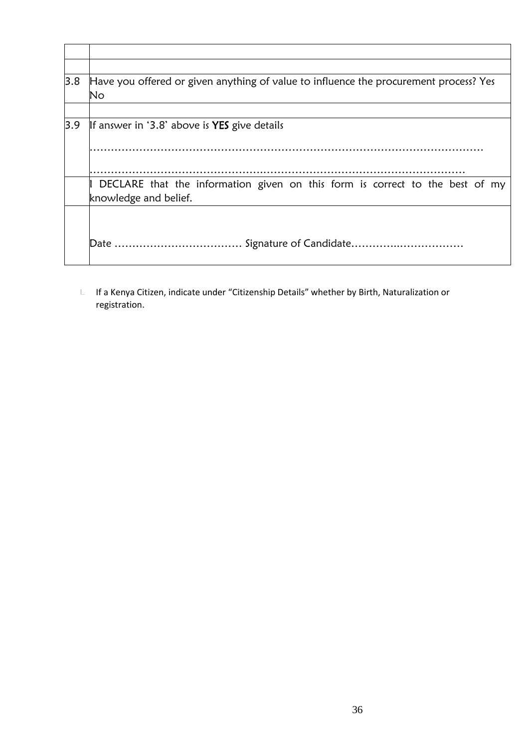| | |
|---|---|
| | |
| | |
| 3.8 | Have you offered or given anything of value to influence the procurement process? Yes No |
| | |
| 3.9 | If answer in '3.8' above is **YES** give details<br><br>………………………………………………………………………………………………<br><br>…………………………………………………………………………………………… |
| | I DECLARE that the information given on this form is correct to the best of my knowledge and belief. |
| | Date ……………………………… Signature of Candidate…………..……………… |

- If a Kenya Citizen, indicate under "Citizenship Details" whether by Birth, Naturalization or registration.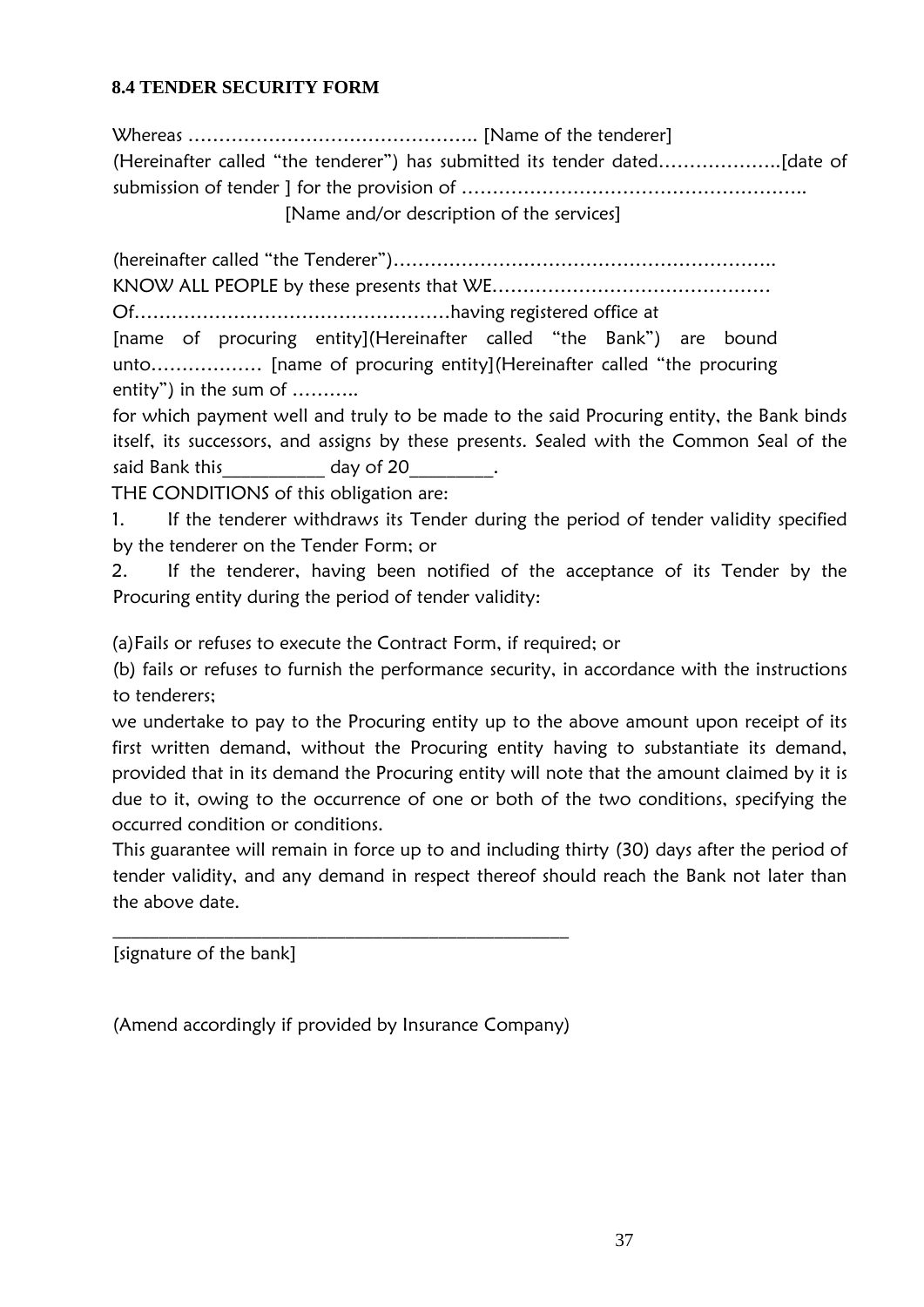### 8.4 TENDER SECURITY FORM

Whereas ……………………………………….. [Name of the tenderer]
(Hereinafter called "the tenderer") has submitted its tender dated………………..[date of submission of tender ] for the provision of ………………………………………………..
[Name and/or description of the services]

(hereinafter called "the Tenderer")……………………………………………………..
KNOW ALL PEOPLE by these presents that WE………………………………………
Of……………………………………………having registered office at
[name of procuring entity](Hereinafter called "the Bank") are bound unto……………… [name of procuring entity](Hereinafter called "the procuring entity") in the sum of ………..
for which payment well and truly to be made to the said Procuring entity, the Bank binds itself, its successors, and assigns by these presents. Sealed with the Common Seal of the said Bank this__________ day of 20________.
THE CONDITIONS of this obligation are:

1. If the tenderer withdraws its Tender during the period of tender validity specified by the tenderer on the Tender Form; or
2. If the tenderer, having been notified of the acceptance of its Tender by the Procuring entity during the period of tender validity:

(a)Fails or refuses to execute the Contract Form, if required; or
(b) fails or refuses to furnish the performance security, in accordance with the instructions to tenderers;
we undertake to pay to the Procuring entity up to the above amount upon receipt of its first written demand, without the Procuring entity having to substantiate its demand, provided that in its demand the Procuring entity will note that the amount claimed by it is due to it, owing to the occurrence of one or both of the two conditions, specifying the occurred condition or conditions.
This guarantee will remain in force up to and including thirty (30) days after the period of tender validity, and any demand in respect thereof should reach the Bank not later than the above date.

_______________________________________________
[signature of the bank]

(Amend accordingly if provided by Insurance Company)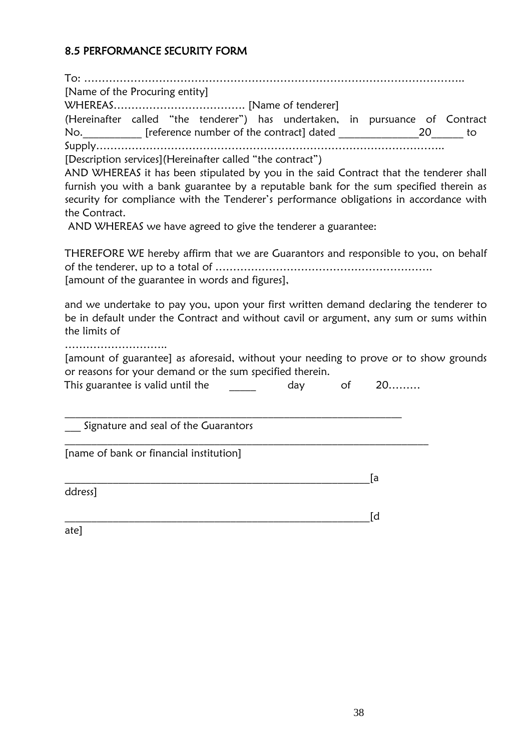## 8.5 PERFORMANCE SECURITY FORM

To: ……………………………………………………………………………………………..

[Name of the Procuring entity]

WHEREAS………………………………. [Name of tenderer]

(Hereinafter called "the tenderer") has undertaken, in pursuance of Contract No.__________ [reference number of the contract] dated ______________20______ to Supply……………………………………………………………………………………..

[Description services](Hereinafter called "the contract")

AND WHEREAS it has been stipulated by you in the said Contract that the tenderer shall furnish you with a bank guarantee by a reputable bank for the sum specified therein as security for compliance with the Tenderer's performance obligations in accordance with the Contract.

AND WHEREAS we have agreed to give the tenderer a guarantee:

THEREFORE WE hereby affirm that we are Guarantors and responsible to you, on behalf of the tenderer, up to a total of …………………………………………………….

[amount of the guarantee in words and figures],

and we undertake to pay you, upon your first written demand declaring the tenderer to be in default under the Contract and without cavil or argument, any sum or sums within the limits of

………………………..

[amount of guarantee] as aforesaid, without your needing to prove or to show grounds or reasons for your demand or the sum specified therein.

This guarantee is valid until the _____ day of 20………

_______________________________________________________________

___ Signature and seal of the Guarantors

_______________________________________________________________

[name of bank or financial institution]

________________________________________________________[address]

________________________________________________________[date]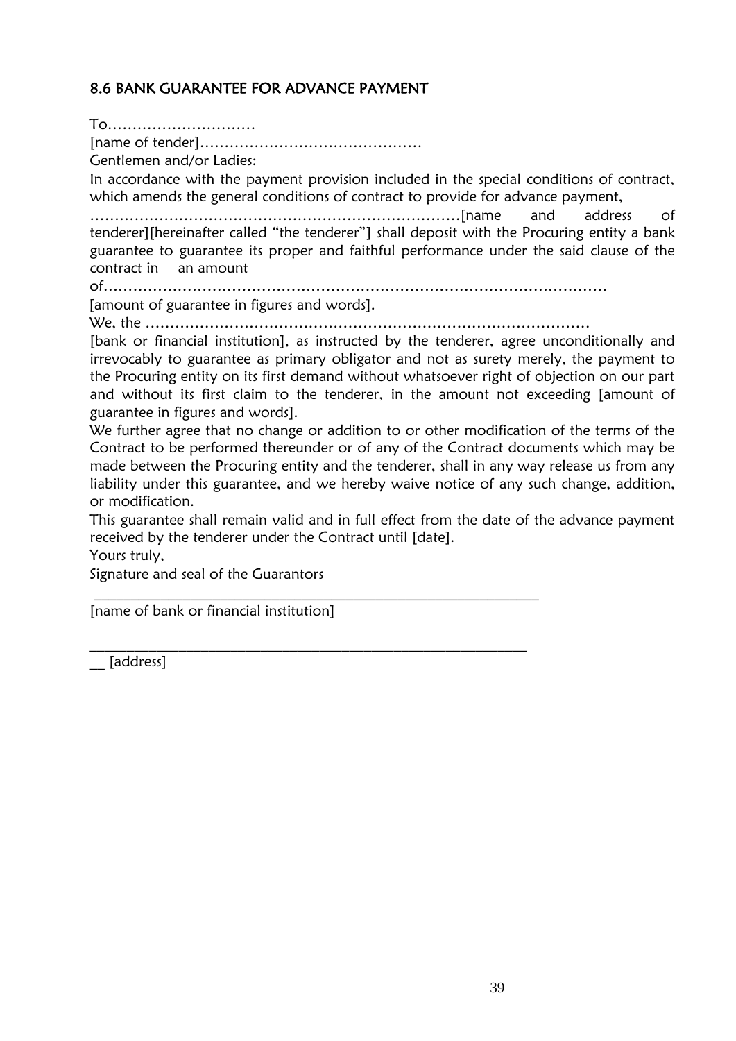### 8.6 BANK GUARANTEE FOR ADVANCE PAYMENT

To…………………………

[name of tender]………………………………………

Gentlemen and/or Ladies:

In accordance with the payment provision included in the special conditions of contract, which amends the general conditions of contract to provide for advance payment, ……………………………………………………………………[name and address of tenderer][hereinafter called "the tenderer"] shall deposit with the Procuring entity a bank guarantee to guarantee its proper and faithful performance under the said clause of the contract in an amount of……………………………………………………………………………………… [amount of guarantee in figures and words].

We, the ………………………………………………………………………………… [bank or financial institution], as instructed by the tenderer, agree unconditionally and irrevocably to guarantee as primary obligator and not as surety merely, the payment to the Procuring entity on its first demand without whatsoever right of objection on our part and without its first claim to the tenderer, in the amount not exceeding [amount of guarantee in figures and words].

We further agree that no change or addition to or other modification of the terms of the Contract to be performed thereunder or of any of the Contract documents which may be made between the Procuring entity and the tenderer, shall in any way release us from any liability under this guarantee, and we hereby waive notice of any such change, addition, or modification.

This guarantee shall remain valid and in full effect from the date of the advance payment received by the tenderer under the Contract until [date].

Yours truly,

Signature and seal of the Guarantors

_______________________________________________________________

[name of bank or financial institution]

_______________________________________________________________

__ [address]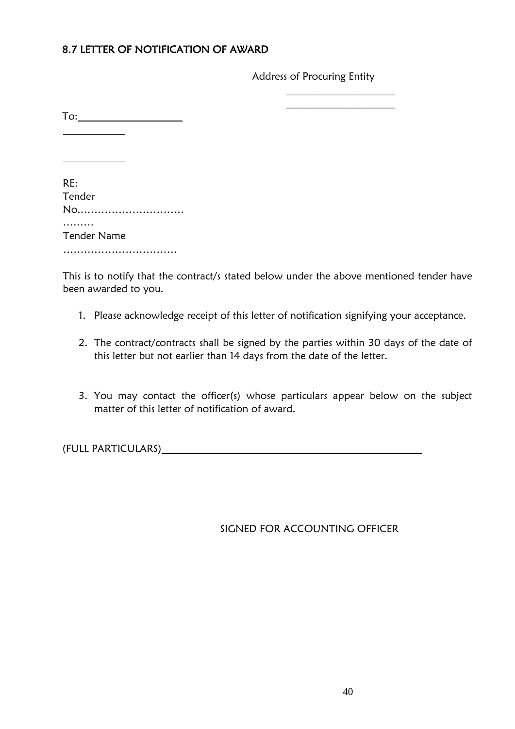## 8.7 LETTER OF NOTIFICATION OF AWARD

Address of Procuring Entity

_____________________

_____________________

To:____________________

____________

____________

____________

RE:
Tender
No…………………………
………
Tender Name
……………………………

This is to notify that the contract/s stated below under the above mentioned tender have been awarded to you.

1. Please acknowledge receipt of this letter of notification signifying your acceptance.

2. The contract/contracts shall be signed by the parties within 30 days of the date of this letter but not earlier than 14 days from the date of the letter.

3. You may contact the officer(s) whose particulars appear below on the subject matter of this letter of notification of award.

(FULL PARTICULARS)__________________________________________________

SIGNED FOR ACCOUNTING OFFICER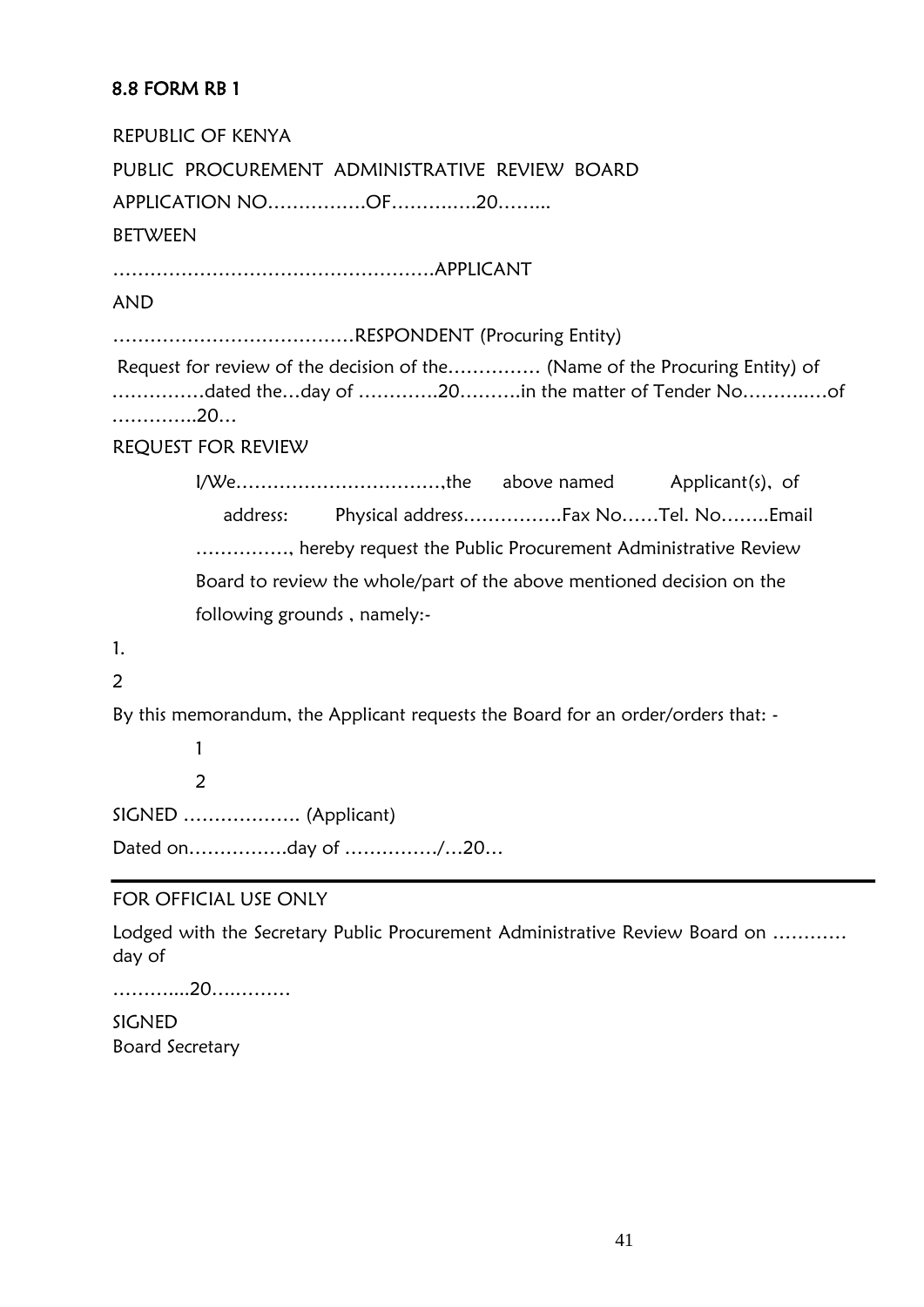## 8.8 FORM RB 1

REPUBLIC OF KENYA

PUBLIC PROCUREMENT ADMINISTRATIVE REVIEW BOARD

APPLICATION NO…………….OF……….….20……...

BETWEEN

…………………………………………….APPLICANT

AND

…………………………………RESPONDENT (Procuring Entity)

Request for review of the decision of the…………… (Name of the Procuring Entity) of ……………dated the…day of ………….20……….in the matter of Tender No………..…of …………..20…

REQUEST FOR REVIEW

I/We……………………………,the above named Applicant(s), of address: Physical address…………….Fax No……Tel. No……..Email ……………, hereby request the Public Procurement Administrative Review Board to review the whole/part of the above mentioned decision on the following grounds , namely:-

1.

2

By this memorandum, the Applicant requests the Board for an order/orders that: -

1

2

SIGNED ………………. (Applicant)

Dated on…………….day of ……………/…20…

---

FOR OFFICIAL USE ONLY

Lodged with the Secretary Public Procurement Administrative Review Board on ………… day of

………....20….………

SIGNED
Board Secretary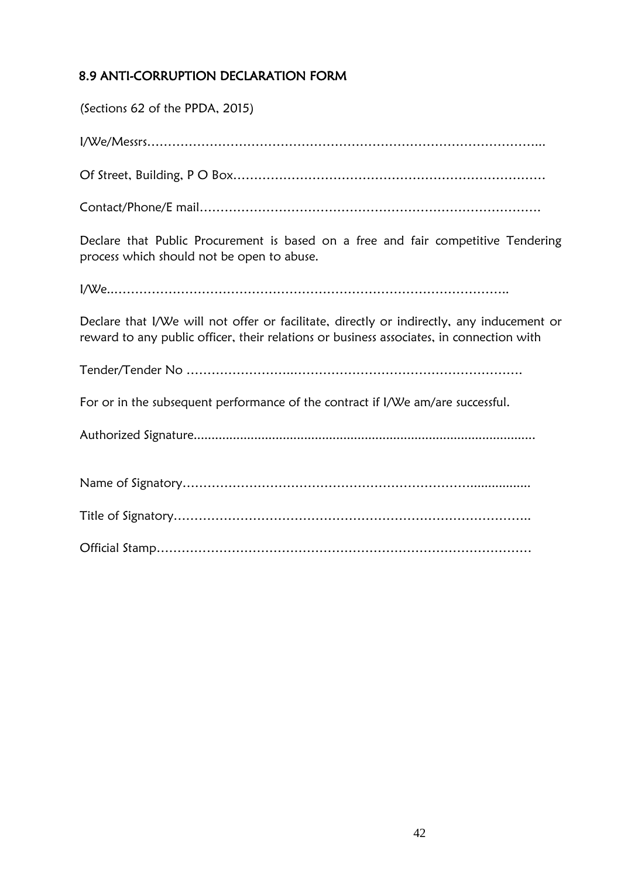## 8.9 ANTI-CORRUPTION DECLARATION FORM

(Sections 62 of the PPDA, 2015)

I/We/Messrs……………………………………………………………………………………...

Of Street, Building, P O Box…………………………………………………………………

Contact/Phone/E mail……………………………………………………………………….

Declare that Public Procurement is based on a free and fair competitive Tendering process which should not be open to abuse.

I/We..…………………………………………………………………………………..

Declare that I/We will not offer or facilitate, directly or indirectly, any inducement or reward to any public officer, their relations or business associates, in connection with

Tender/Tender No ……………………..…………………………………………….

For or in the subsequent performance of the contract if I/We am/are successful.

Authorized Signature.............................................................................................

Name of Signatory…………………………………………………………..................

Title of Signatory…………………………………………………………………..

Official Stamp………………………………………………………………………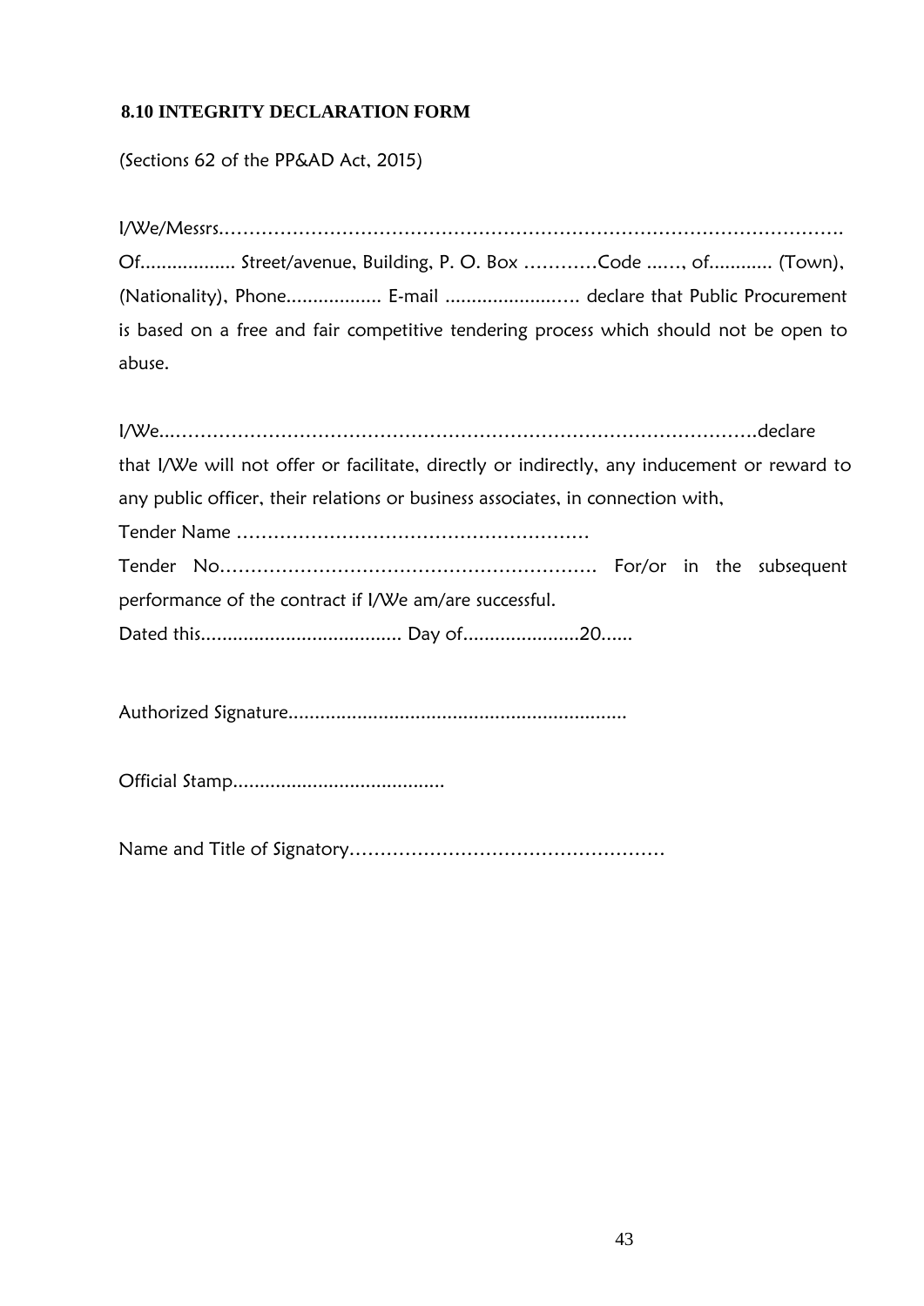### 8.10 INTEGRITY DECLARATION FORM

(Sections 62 of the PP&AD Act, 2015)

I/We/Messrs………………………………………………………………………………………….
Of.................. Street/avenue, Building, P. O. Box …………Code ..…, of............ (Town), (Nationality), Phone.................. E-mail ........................… declare that Public Procurement is based on a free and fair competitive tendering process which should not be open to abuse.

I/We..……………………………………………………………………………………..declare that I/We will not offer or facilitate, directly or indirectly, any inducement or reward to any public officer, their relations or business associates, in connection with,

Tender Name …………………………………………………

Tender No…………………………………………………… For/or in the subsequent performance of the contract if I/We am/are successful.

Dated this...................................... Day of.....................20......

Authorized Signature...............................................................

Official Stamp.......................................

Name and Title of Signatory……………………………………………